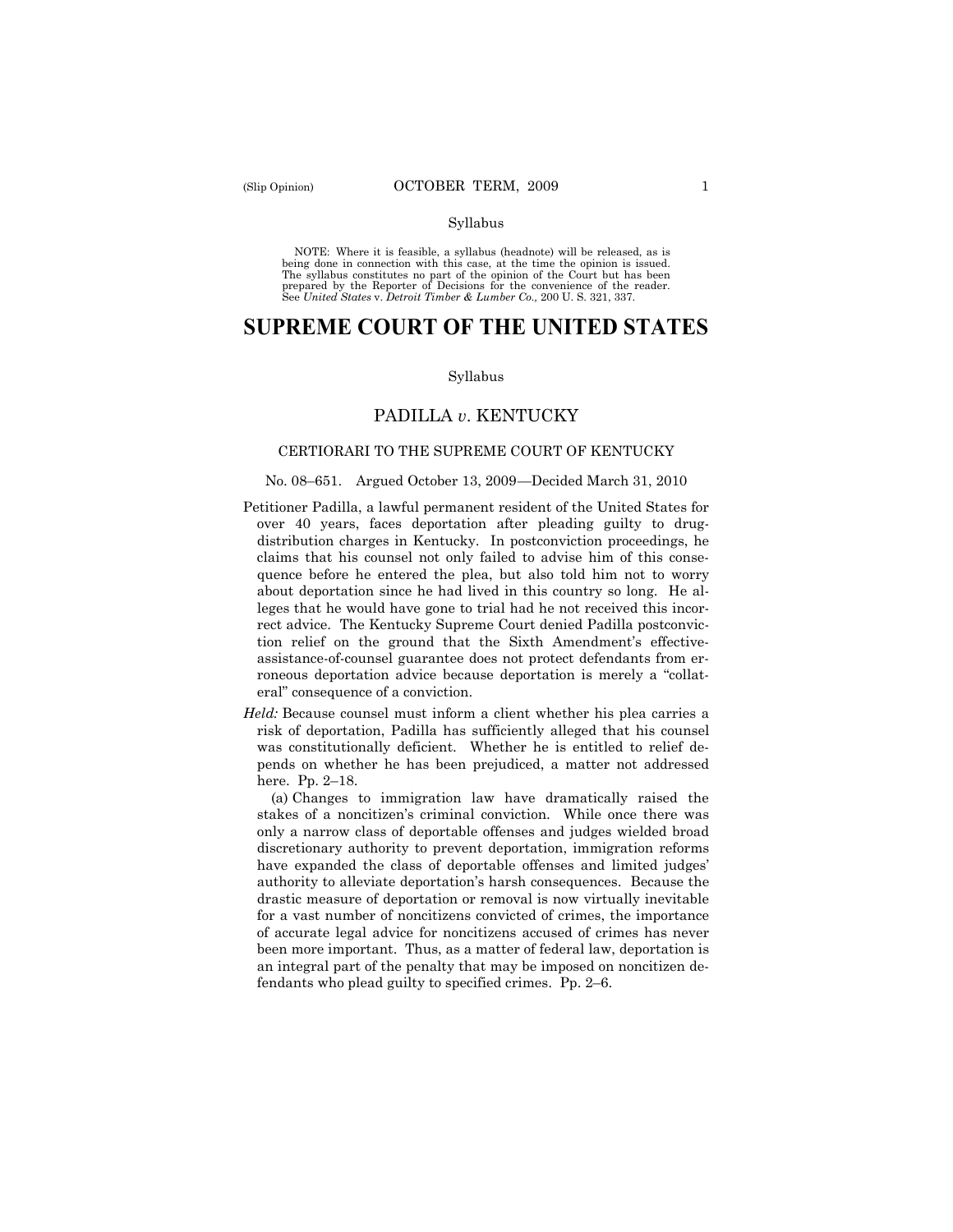Syllabus

NOTE: Where it is feasible, a syllabus (headnote) will be released, as is being done in connection with this case, at the time the opinion is issued. The syllabus constitutes no part of the opinion of the Court but has been prepared by the Reporter of Decisions for the convenience of the reader. See *United States* v. *Detroit Timber & Lumber Co.,* 200 U. S. 321, 337.

# SUPREME COURT OF THE UNITED STATES

Syllabus

## PADILLA *v.* KENTUCKY

### CERTIORARI TO THE SUPREME COURT OF KENTUCKY

No. 08–651. Argued October 13, 2009—Decided March 31, 2010

Petitioner Padilla, a lawful permanent resident of the United States for over 40 years, faces deportation after pleading guilty to drug-distribution charges in Kentucky. In postconviction proceedings, he claims that his counsel not only failed to advise him of this consequence before he entered the plea, but also told him not to worry about deportation since he had lived in this country so long. He alleges that he would have gone to trial had he not received this incorrect advice. The Kentucky Supreme Court denied Padilla postconviction relief on the ground that the Sixth Amendment's effective-assistance-of-counsel guarantee does not protect defendants from erroneous deportation advice because deportation is merely a "collateral" consequence of a conviction.

*Held:* Because counsel must inform a client whether his plea carries a risk of deportation, Padilla has sufficiently alleged that his counsel was constitutionally deficient. Whether he is entitled to relief depends on whether he has been prejudiced, a matter not addressed here. Pp. 2–18.

(a) Changes to immigration law have dramatically raised the stakes of a noncitizen's criminal conviction. While once there was only a narrow class of deportable offenses and judges wielded broad discretionary authority to prevent deportation, immigration reforms have expanded the class of deportable offenses and limited judges' authority to alleviate deportation's harsh consequences. Because the drastic measure of deportation or removal is now virtually inevitable for a vast number of noncitizens convicted of crimes, the importance of accurate legal advice for noncitizens accused of crimes has never been more important. Thus, as a matter of federal law, deportation is an integral part of the penalty that may be imposed on noncitizen defendants who plead guilty to specified crimes. Pp. 2–6.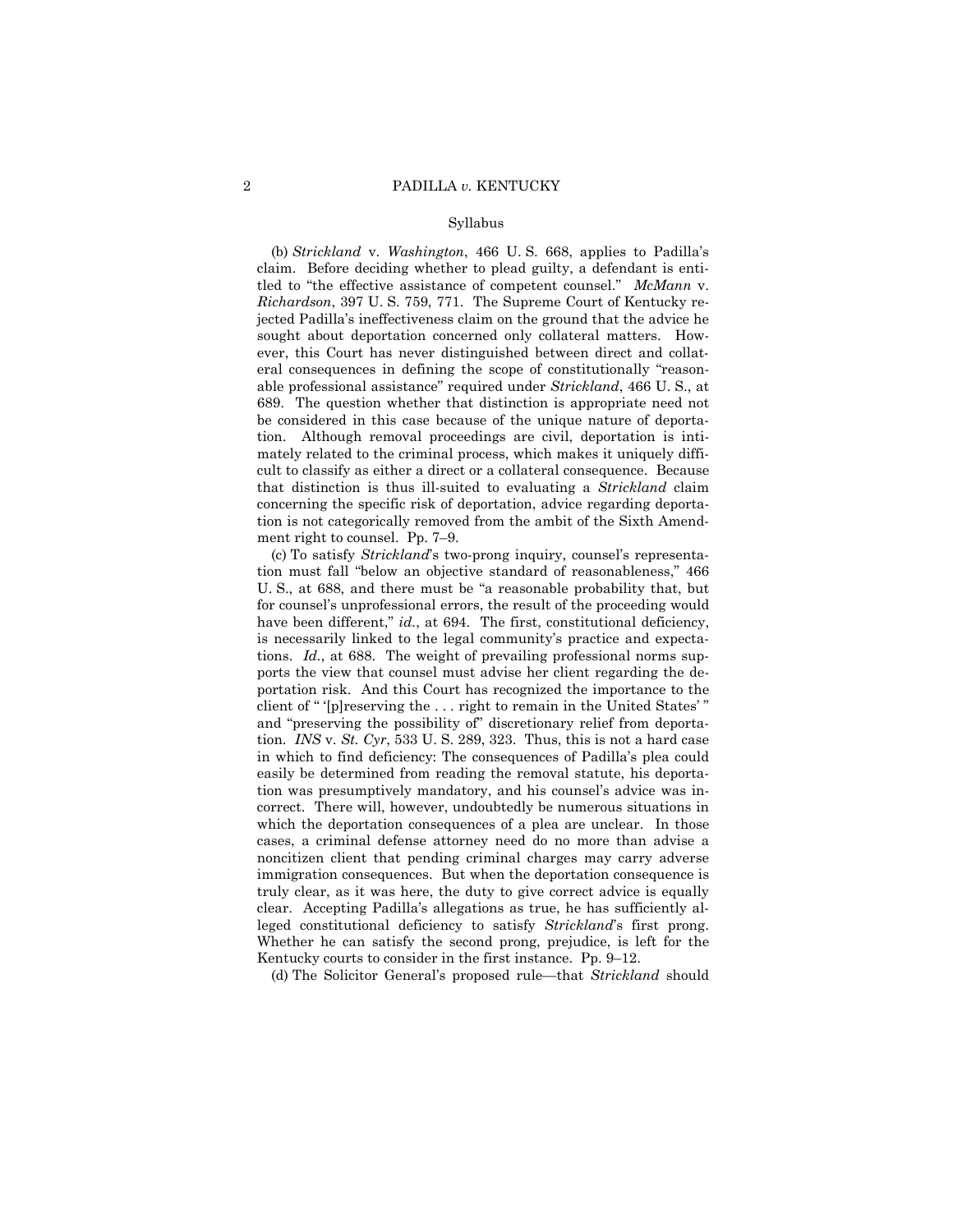Syllabus

(b) *Strickland* v. *Washington*, 466 U. S. 668, applies to Padilla's claim. Before deciding whether to plead guilty, a defendant is entitled to "the effective assistance of competent counsel." *McMann* v. *Richardson*, 397 U. S. 759, 771. The Supreme Court of Kentucky rejected Padilla's ineffectiveness claim on the ground that the advice he sought about deportation concerned only collateral matters. However, this Court has never distinguished between direct and collateral consequences in defining the scope of constitutionally "reasonable professional assistance" required under *Strickland*, 466 U. S., at 689. The question whether that distinction is appropriate need not be considered in this case because of the unique nature of deportation. Although removal proceedings are civil, deportation is intimately related to the criminal process, which makes it uniquely difficult to classify as either a direct or a collateral consequence. Because that distinction is thus ill-suited to evaluating a *Strickland* claim concerning the specific risk of deportation, advice regarding deportation is not categorically removed from the ambit of the Sixth Amendment right to counsel. Pp. 7–9.

(c) To satisfy *Strickland*'s two-prong inquiry, counsel's representation must fall "below an objective standard of reasonableness," 466 U. S., at 688, and there must be "a reasonable probability that, but for counsel's unprofessional errors, the result of the proceeding would have been different," *id.*, at 694. The first, constitutional deficiency, is necessarily linked to the legal community's practice and expectations. *Id.*, at 688. The weight of prevailing professional norms supports the view that counsel must advise her client regarding the deportation risk. And this Court has recognized the importance to the client of " '[p]reserving the . . . right to remain in the United States' " and "preserving the possibility of" discretionary relief from deportation. *INS* v. *St. Cyr*, 533 U. S. 289, 323. Thus, this is not a hard case in which to find deficiency: The consequences of Padilla's plea could easily be determined from reading the removal statute, his deportation was presumptively mandatory, and his counsel's advice was incorrect. There will, however, undoubtedly be numerous situations in which the deportation consequences of a plea are unclear. In those cases, a criminal defense attorney need do no more than advise a noncitizen client that pending criminal charges may carry adverse immigration consequences. But when the deportation consequence is truly clear, as it was here, the duty to give correct advice is equally clear. Accepting Padilla's allegations as true, he has sufficiently alleged constitutional deficiency to satisfy *Strickland*'s first prong. Whether he can satisfy the second prong, prejudice, is left for the Kentucky courts to consider in the first instance. Pp. 9–12.

(d) The Solicitor General's proposed rule—that *Strickland* should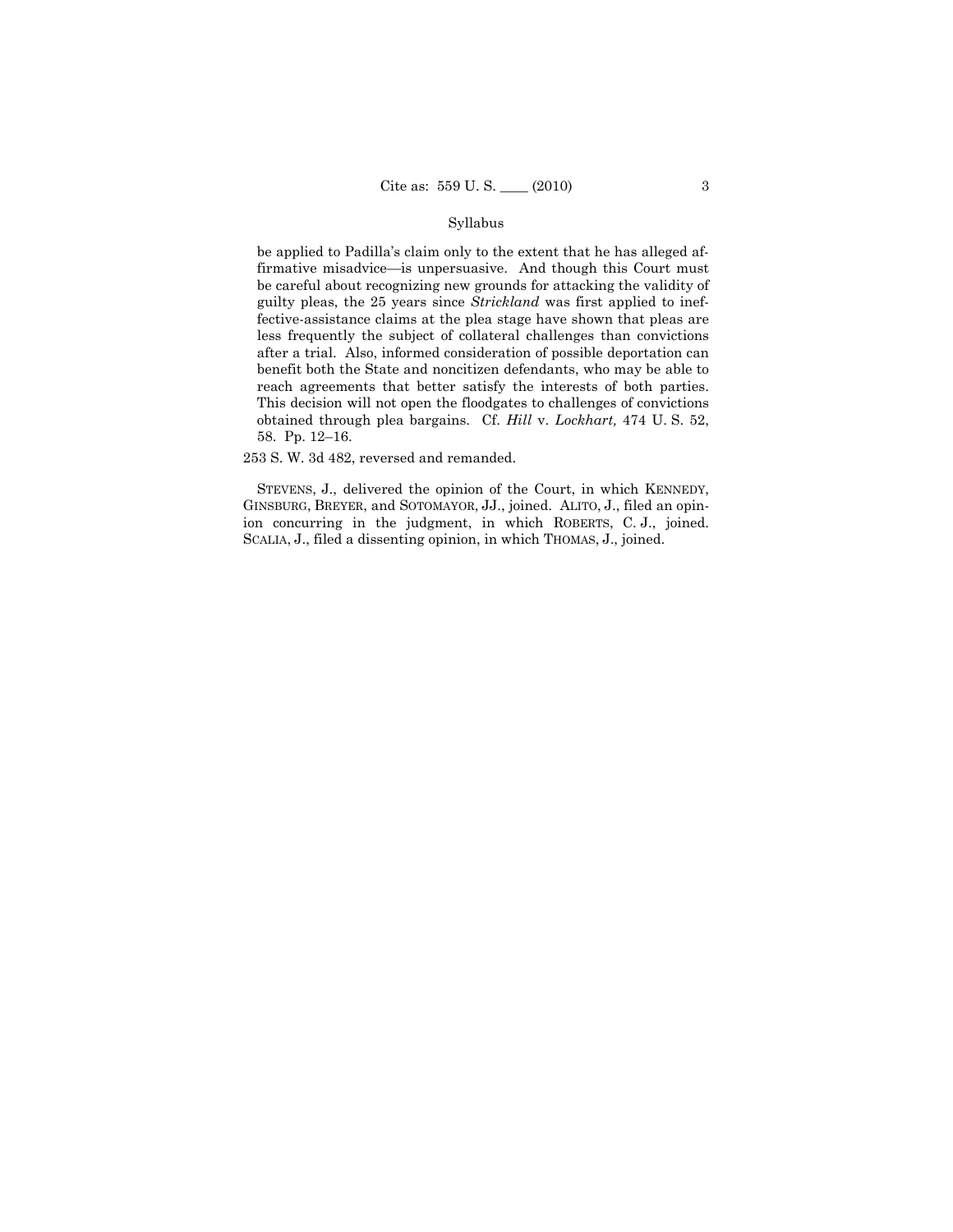be applied to Padilla's claim only to the extent that he has alleged affirmative misadvice—is unpersuasive. And though this Court must be careful about recognizing new grounds for attacking the validity of guilty pleas, the 25 years since *Strickland* was first applied to ineffective-assistance claims at the plea stage have shown that pleas are less frequently the subject of collateral challenges than convictions after a trial. Also, informed consideration of possible deportation can benefit both the State and noncitizen defendants, who may be able to reach agreements that better satisfy the interests of both parties. This decision will not open the floodgates to challenges of convictions obtained through plea bargains. Cf. *Hill* v. *Lockhart,* 474 U. S. 52, 58. Pp. 12–16.

253 S. W. 3d 482, reversed and remanded.

STEVENS, J., delivered the opinion of the Court, in which KENNEDY, GINSBURG, BREYER, and SOTOMAYOR, JJ., joined. ALITO, J., filed an opinion concurring in the judgment, in which ROBERTS, C. J., joined. SCALIA, J., filed a dissenting opinion, in which THOMAS, J., joined.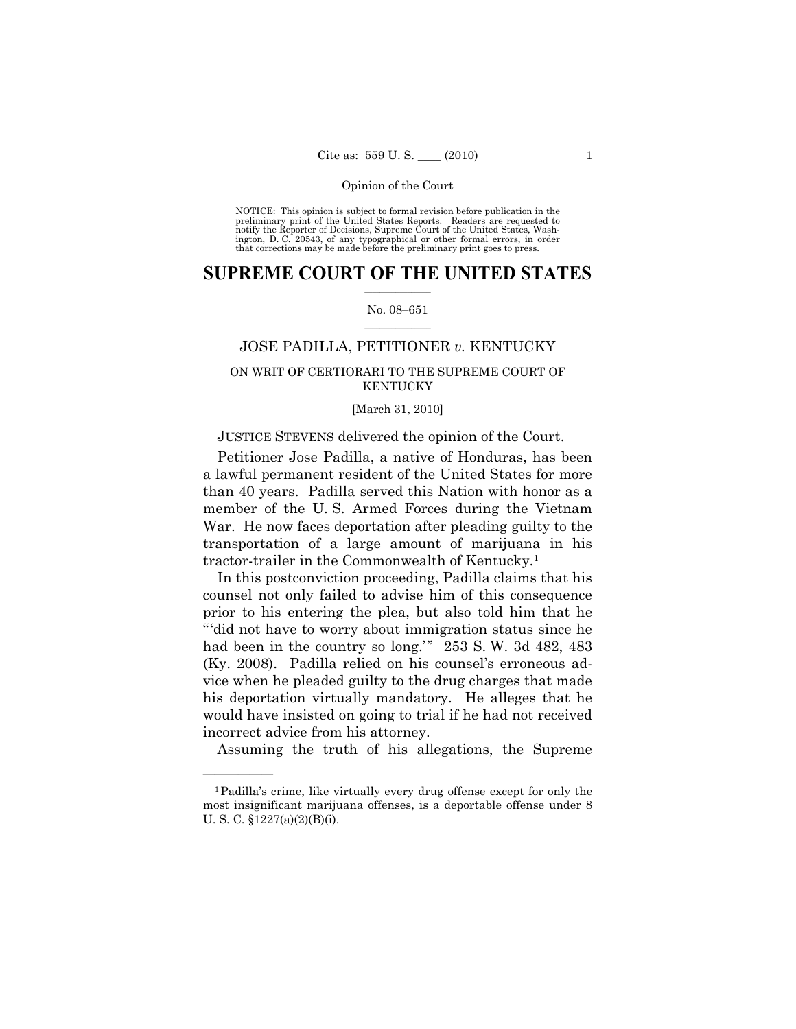NOTICE: This opinion is subject to formal revision before publication in the preliminary print of the United States Reports. Readers are requested to notify the Reporter of Decisions, Supreme Court of the United States, Washington, D. C. 20543, of any typographical or other formal errors, in order that corrections may be made before the preliminary print goes to press.

# SUPREME COURT OF THE UNITED STATES

No. 08–651

## JOSE PADILLA, PETITIONER *v.* KENTUCKY

ON WRIT OF CERTIORARI TO THE SUPREME COURT OF KENTUCKY

[March 31, 2010]

JUSTICE STEVENS delivered the opinion of the Court.

Petitioner Jose Padilla, a native of Honduras, has been a lawful permanent resident of the United States for more than 40 years. Padilla served this Nation with honor as a member of the U. S. Armed Forces during the Vietnam War. He now faces deportation after pleading guilty to the transportation of a large amount of marijuana in his tractor-trailer in the Commonwealth of Kentucky.[1]

In this postconviction proceeding, Padilla claims that his counsel not only failed to advise him of this consequence prior to his entering the plea, but also told him that he "'did not have to worry about immigration status since he had been in the country so long.'" 253 S. W. 3d 482, 483 (Ky. 2008). Padilla relied on his counsel's erroneous advice when he pleaded guilty to the drug charges that made his deportation virtually mandatory. He alleges that he would have insisted on going to trial if he had not received incorrect advice from his attorney.

Assuming the truth of his allegations, the Supreme

---

[1] Padilla's crime, like virtually every drug offense except for only the most insignificant marijuana offenses, is a deportable offense under 8 U. S. C. §1227(a)(2)(B)(i).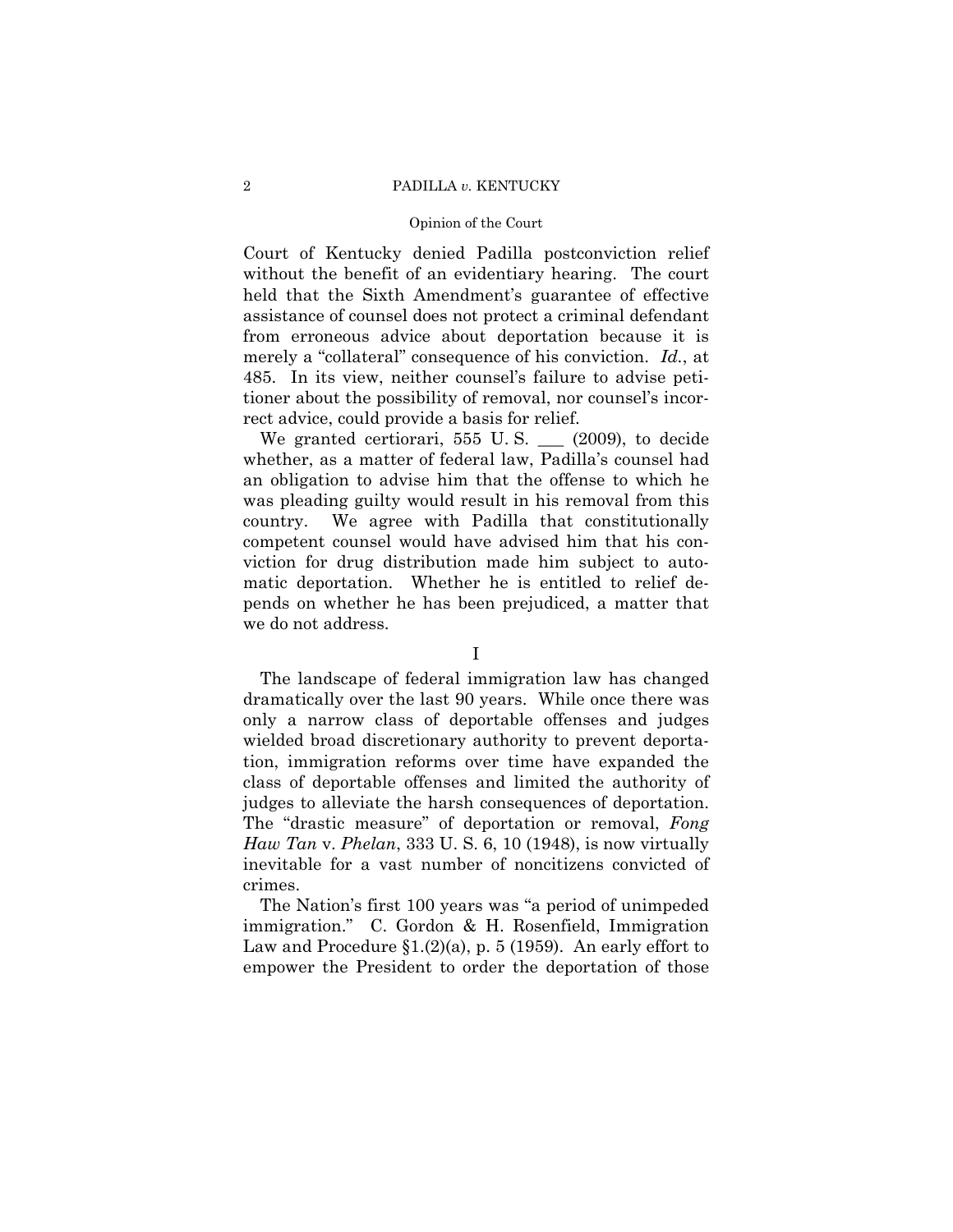Court of Kentucky denied Padilla postconviction relief without the benefit of an evidentiary hearing. The court held that the Sixth Amendment's guarantee of effective assistance of counsel does not protect a criminal defendant from erroneous advice about deportation because it is merely a "collateral" consequence of his conviction. *Id.*, at 485. In its view, neither counsel's failure to advise petitioner about the possibility of removal, nor counsel's incorrect advice, could provide a basis for relief.

We granted certiorari, 555 U. S. ___ (2009), to decide whether, as a matter of federal law, Padilla's counsel had an obligation to advise him that the offense to which he was pleading guilty would result in his removal from this country. We agree with Padilla that constitutionally competent counsel would have advised him that his conviction for drug distribution made him subject to automatic deportation. Whether he is entitled to relief depends on whether he has been prejudiced, a matter that we do not address.

## I

The landscape of federal immigration law has changed dramatically over the last 90 years. While once there was only a narrow class of deportable offenses and judges wielded broad discretionary authority to prevent deportation, immigration reforms over time have expanded the class of deportable offenses and limited the authority of judges to alleviate the harsh consequences of deportation. The "drastic measure" of deportation or removal, *Fong Haw Tan* v. *Phelan*, 333 U. S. 6, 10 (1948), is now virtually inevitable for a vast number of noncitizens convicted of crimes.

The Nation's first 100 years was "a period of unimpeded immigration." C. Gordon & H. Rosenfield, Immigration Law and Procedure §1.(2)(a), p. 5 (1959). An early effort to empower the President to order the deportation of those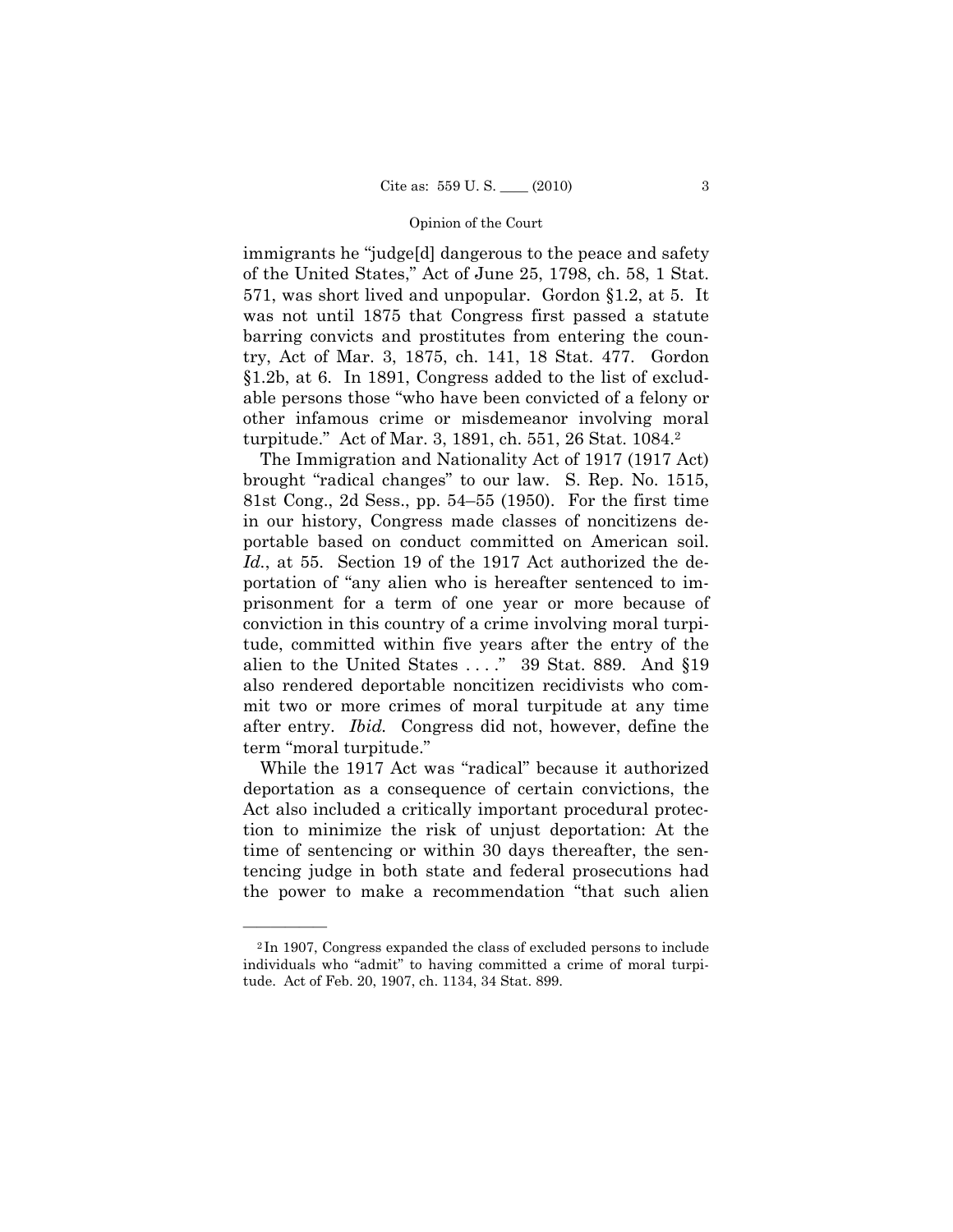immigrants he "judge[d] dangerous to the peace and safety of the United States," Act of June 25, 1798, ch. 58, 1 Stat. 571, was short lived and unpopular. Gordon §1.2, at 5. It was not until 1875 that Congress first passed a statute barring convicts and prostitutes from entering the country, Act of Mar. 3, 1875, ch. 141, 18 Stat. 477. Gordon §1.2b, at 6. In 1891, Congress added to the list of excludable persons those "who have been convicted of a felony or other infamous crime or misdemeanor involving moral turpitude." Act of Mar. 3, 1891, ch. 551, 26 Stat. 1084.[2]

The Immigration and Nationality Act of 1917 (1917 Act) brought "radical changes" to our law. S. Rep. No. 1515, 81st Cong., 2d Sess., pp. 54–55 (1950). For the first time in our history, Congress made classes of noncitizens deportable based on conduct committed on American soil. *Id.*, at 55. Section 19 of the 1917 Act authorized the deportation of "any alien who is hereafter sentenced to imprisonment for a term of one year or more because of conviction in this country of a crime involving moral turpitude, committed within five years after the entry of the alien to the United States . . . ." 39 Stat. 889. And §19 also rendered deportable noncitizen recidivists who commit two or more crimes of moral turpitude at any time after entry. *Ibid.* Congress did not, however, define the term "moral turpitude."

While the 1917 Act was "radical" because it authorized deportation as a consequence of certain convictions, the Act also included a critically important procedural protection to minimize the risk of unjust deportation: At the time of sentencing or within 30 days thereafter, the sentencing judge in both state and federal prosecutions had the power to make a recommendation "that such alien

---

[2] In 1907, Congress expanded the class of excluded persons to include individuals who "admit" to having committed a crime of moral turpitude. Act of Feb. 20, 1907, ch. 1134, 34 Stat. 899.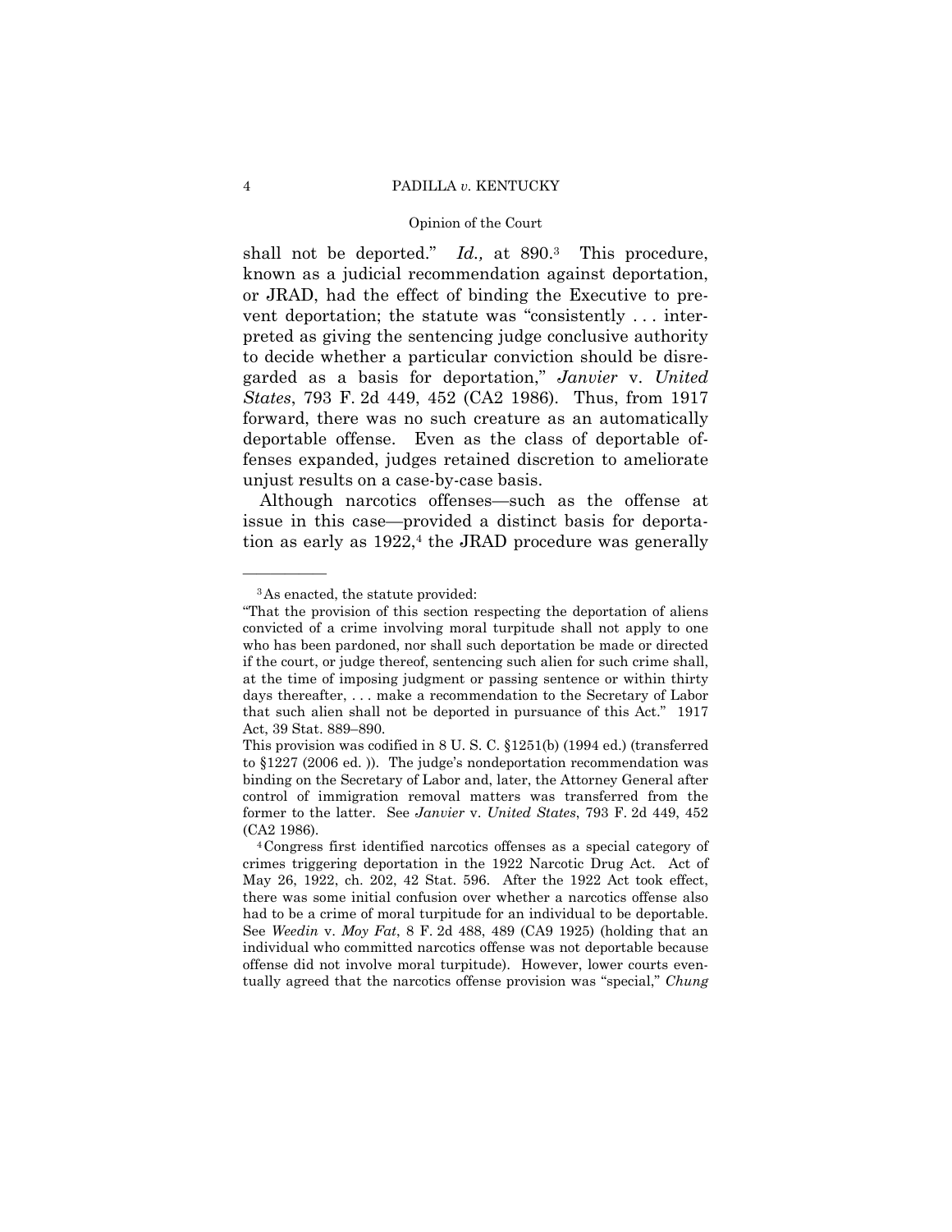shall not be deported." *Id.,* at 890.[3] This procedure, known as a judicial recommendation against deportation, or JRAD, had the effect of binding the Executive to prevent deportation; the statute was "consistently . . . interpreted as giving the sentencing judge conclusive authority to decide whether a particular conviction should be disregarded as a basis for deportation," *Janvier* v. *United States*, 793 F. 2d 449, 452 (CA2 1986). Thus, from 1917 forward, there was no such creature as an automatically deportable offense. Even as the class of deportable offenses expanded, judges retained discretion to ameliorate unjust results on a case-by-case basis.

Although narcotics offenses—such as the offense at issue in this case—provided a distinct basis for deportation as early as 1922,[4] the JRAD procedure was generally

---

[3] As enacted, the statute provided:

"That the provision of this section respecting the deportation of aliens convicted of a crime involving moral turpitude shall not apply to one who has been pardoned, nor shall such deportation be made or directed if the court, or judge thereof, sentencing such alien for such crime shall, at the time of imposing judgment or passing sentence or within thirty days thereafter, . . . make a recommendation to the Secretary of Labor that such alien shall not be deported in pursuance of this Act." 1917 Act, 39 Stat. 889–890.

This provision was codified in 8 U. S. C. §1251(b) (1994 ed.) (transferred to §1227 (2006 ed. )). The judge's nondeportation recommendation was binding on the Secretary of Labor and, later, the Attorney General after control of immigration removal matters was transferred from the former to the latter. See *Janvier* v. *United States*, 793 F. 2d 449, 452 (CA2 1986).

[4] Congress first identified narcotics offenses as a special category of crimes triggering deportation in the 1922 Narcotic Drug Act. Act of May 26, 1922, ch. 202, 42 Stat. 596. After the 1922 Act took effect, there was some initial confusion over whether a narcotics offense also had to be a crime of moral turpitude for an individual to be deportable. See *Weedin* v. *Moy Fat*, 8 F. 2d 488, 489 (CA9 1925) (holding that an individual who committed narcotics offense was not deportable because offense did not involve moral turpitude). However, lower courts eventually agreed that the narcotics offense provision was "special," *Chung*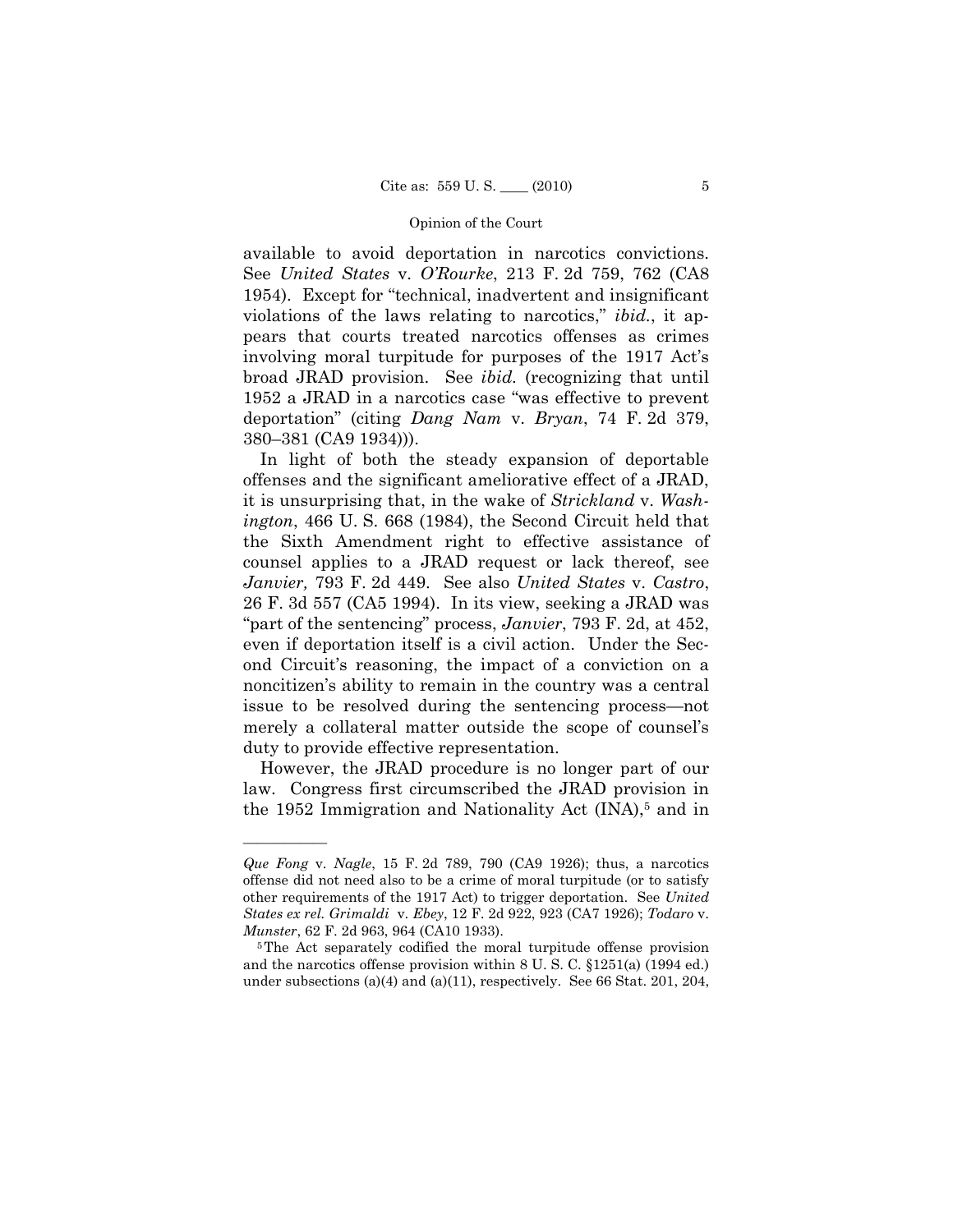available to avoid deportation in narcotics convictions. See *United States* v. *O'Rourke*, 213 F. 2d 759, 762 (CA8 1954). Except for "technical, inadvertent and insignificant violations of the laws relating to narcotics," *ibid.*, it appears that courts treated narcotics offenses as crimes involving moral turpitude for purposes of the 1917 Act's broad JRAD provision. See *ibid.* (recognizing that until 1952 a JRAD in a narcotics case "was effective to prevent deportation" (citing *Dang Nam* v. *Bryan*, 74 F. 2d 379, 380–381 (CA9 1934))).

In light of both the steady expansion of deportable offenses and the significant ameliorative effect of a JRAD, it is unsurprising that, in the wake of *Strickland* v. *Washington*, 466 U. S. 668 (1984), the Second Circuit held that the Sixth Amendment right to effective assistance of counsel applies to a JRAD request or lack thereof, see *Janvier,* 793 F. 2d 449. See also *United States* v. *Castro*, 26 F. 3d 557 (CA5 1994). In its view, seeking a JRAD was "part of the sentencing" process, *Janvier*, 793 F. 2d, at 452, even if deportation itself is a civil action. Under the Second Circuit's reasoning, the impact of a conviction on a noncitizen's ability to remain in the country was a central issue to be resolved during the sentencing process—not merely a collateral matter outside the scope of counsel's duty to provide effective representation.

However, the JRAD procedure is no longer part of our law. Congress first circumscribed the JRAD provision in the 1952 Immigration and Nationality Act (INA),[5] and in

---

*Que Fong* v. *Nagle*, 15 F. 2d 789, 790 (CA9 1926); thus, a narcotics offense did not need also to be a crime of moral turpitude (or to satisfy other requirements of the 1917 Act) to trigger deportation. See *United States ex rel. Grimaldi* v. *Ebey*, 12 F. 2d 922, 923 (CA7 1926); *Todaro* v. *Munster*, 62 F. 2d 963, 964 (CA10 1933).

[5] The Act separately codified the moral turpitude offense provision and the narcotics offense provision within 8 U. S. C. §1251(a) (1994 ed.) under subsections (a)(4) and (a)(11), respectively. See 66 Stat. 201, 204,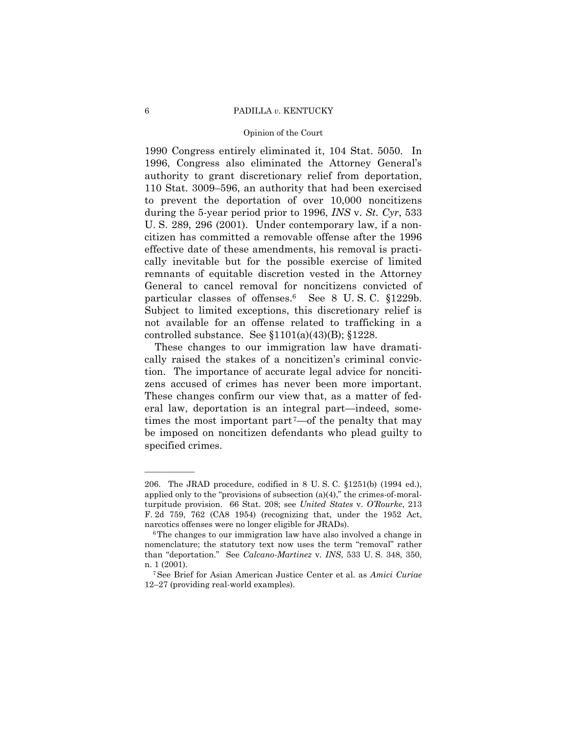1990 Congress entirely eliminated it, 104 Stat. 5050. In 1996, Congress also eliminated the Attorney General's authority to grant discretionary relief from deportation, 110 Stat. 3009–596, an authority that had been exercised to prevent the deportation of over 10,000 noncitizens during the 5-year period prior to 1996, *INS* v. *St. Cyr*, 533 U. S. 289, 296 (2001). Under contemporary law, if a noncitizen has committed a removable offense after the 1996 effective date of these amendments, his removal is practically inevitable but for the possible exercise of limited remnants of equitable discretion vested in the Attorney General to cancel removal for noncitizens convicted of particular classes of offenses.[6] See 8 U. S. C. §1229b. Subject to limited exceptions, this discretionary relief is not available for an offense related to trafficking in a controlled substance. See §1101(a)(43)(B); §1228.

These changes to our immigration law have dramatically raised the stakes of a noncitizen's criminal conviction. The importance of accurate legal advice for noncitizens accused of crimes has never been more important. These changes confirm our view that, as a matter of federal law, deportation is an integral part—indeed, sometimes the most important part[7]—of the penalty that may be imposed on noncitizen defendants who plead guilty to specified crimes.

---

206. The JRAD procedure, codified in 8 U. S. C. §1251(b) (1994 ed.), applied only to the "provisions of subsection (a)(4)," the crimes-of-moral-turpitude provision. 66 Stat. 208; see *United States* v. *O'Rourke*, 213 F. 2d 759, 762 (CA8 1954) (recognizing that, under the 1952 Act, narcotics offenses were no longer eligible for JRADs).

[6] The changes to our immigration law have also involved a change in nomenclature; the statutory text now uses the term "removal" rather than "deportation." See *Calcano-Martinez* v. *INS*, 533 U. S. 348, 350, n. 1 (2001).

[7] See Brief for Asian American Justice Center et al. as *Amici Curiae* 12–27 (providing real-world examples).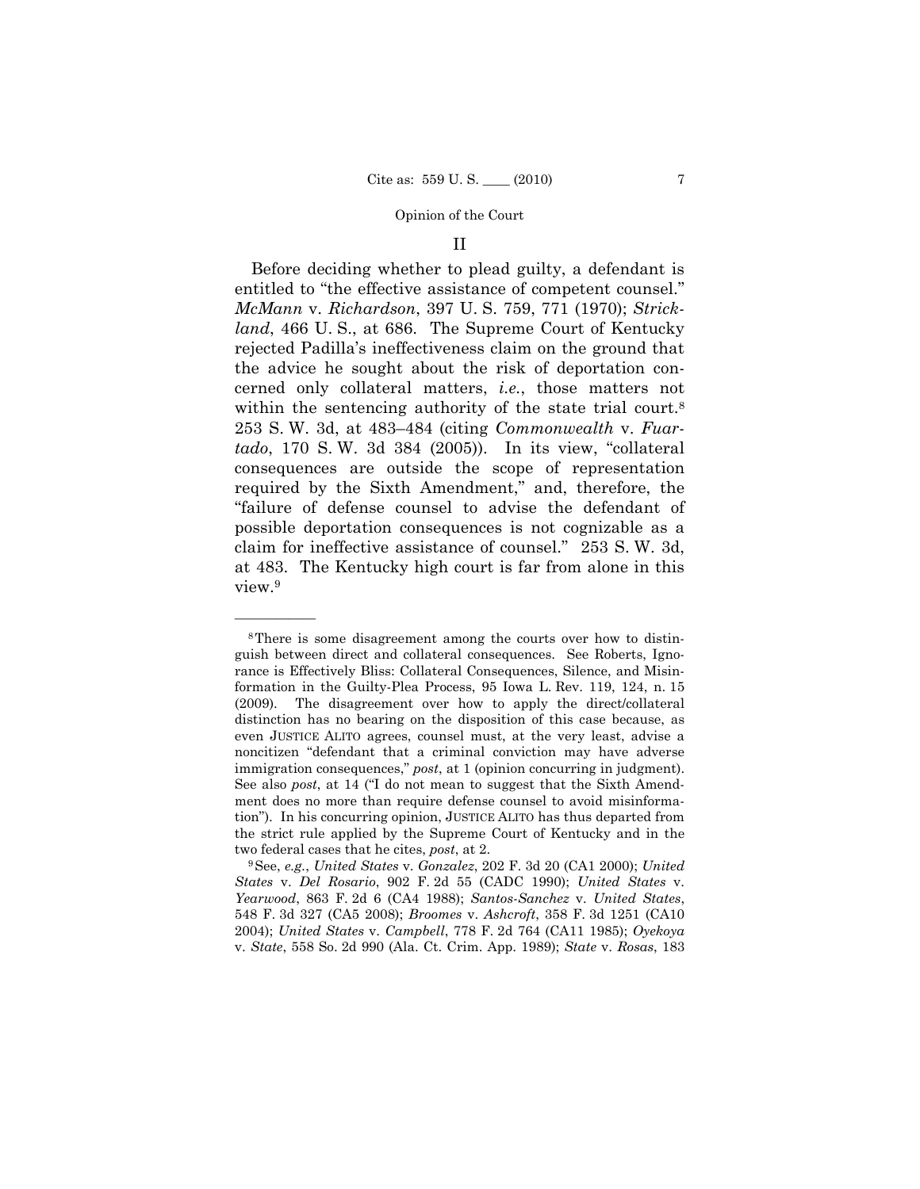## II

Before deciding whether to plead guilty, a defendant is entitled to "the effective assistance of competent counsel." *McMann* v. *Richardson*, 397 U. S. 759, 771 (1970); *Strickland*, 466 U. S., at 686. The Supreme Court of Kentucky rejected Padilla's ineffectiveness claim on the ground that the advice he sought about the risk of deportation concerned only collateral matters, *i.e.*, those matters not within the sentencing authority of the state trial court.[8] 253 S. W. 3d, at 483–484 (citing *Commonwealth* v. *Fuartado*, 170 S. W. 3d 384 (2005)). In its view, "collateral consequences are outside the scope of representation required by the Sixth Amendment," and, therefore, the "failure of defense counsel to advise the defendant of possible deportation consequences is not cognizable as a claim for ineffective assistance of counsel." 253 S. W. 3d, at 483. The Kentucky high court is far from alone in this view.[9]

---

[8] There is some disagreement among the courts over how to distinguish between direct and collateral consequences. See Roberts, Ignorance is Effectively Bliss: Collateral Consequences, Silence, and Misinformation in the Guilty-Plea Process, 95 Iowa L. Rev. 119, 124, n. 15 (2009). The disagreement over how to apply the direct/collateral distinction has no bearing on the disposition of this case because, as even JUSTICE ALITO agrees, counsel must, at the very least, advise a noncitizen "defendant that a criminal conviction may have adverse immigration consequences," *post*, at 1 (opinion concurring in judgment). See also *post*, at 14 ("I do not mean to suggest that the Sixth Amendment does no more than require defense counsel to avoid misinformation"). In his concurring opinion, JUSTICE ALITO has thus departed from the strict rule applied by the Supreme Court of Kentucky and in the two federal cases that he cites, *post*, at 2.

[9] See, *e.g.*, *United States* v. *Gonzalez*, 202 F. 3d 20 (CA1 2000); *United States* v. *Del Rosario*, 902 F. 2d 55 (CADC 1990); *United States* v. *Yearwood*, 863 F. 2d 6 (CA4 1988); *Santos-Sanchez* v. *United States*, 548 F. 3d 327 (CA5 2008); *Broomes* v. *Ashcroft*, 358 F. 3d 1251 (CA10 2004); *United States* v. *Campbell*, 778 F. 2d 764 (CA11 1985); *Oyekoya* v. *State*, 558 So. 2d 990 (Ala. Ct. Crim. App. 1989); *State* v. *Rosas*, 183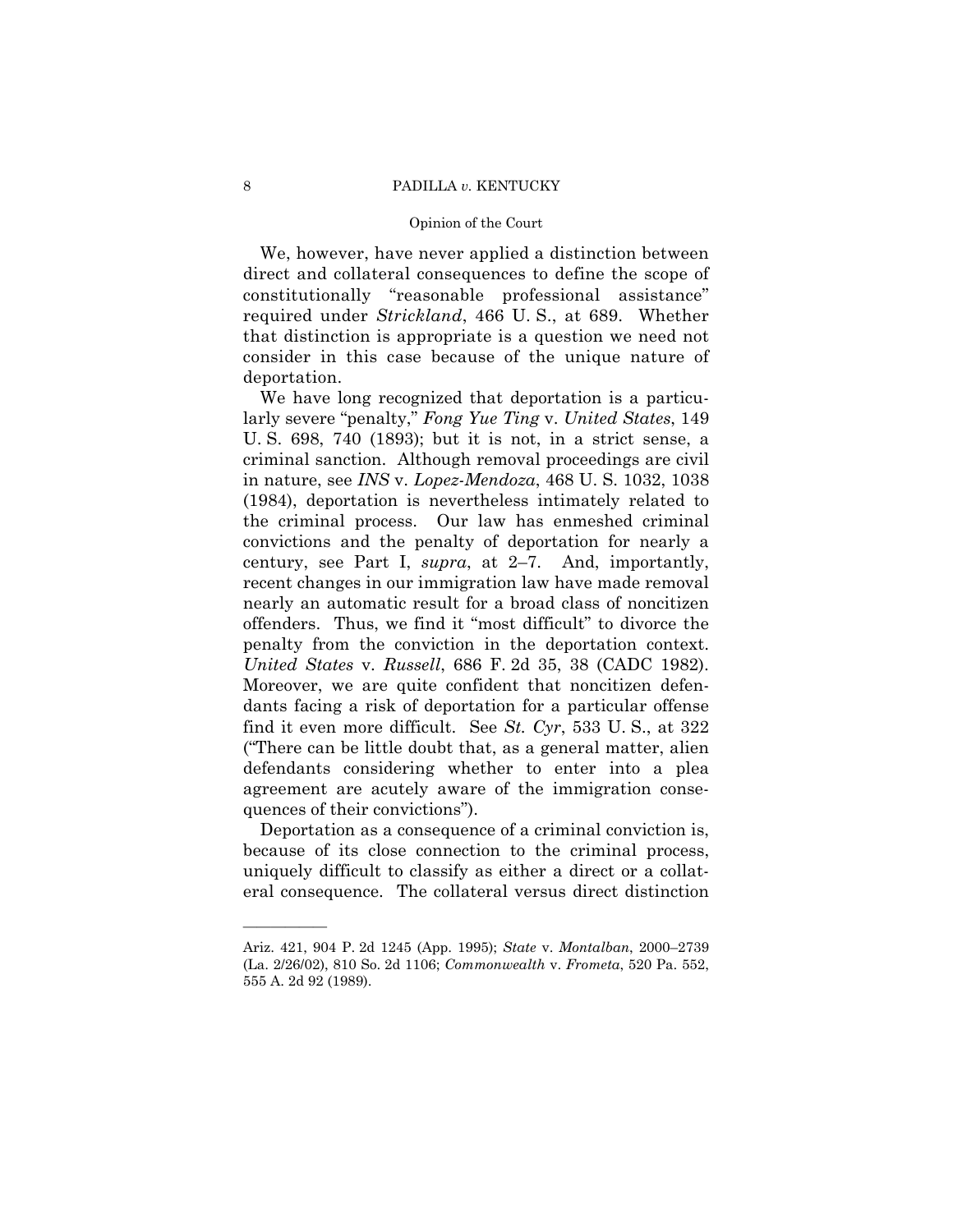We, however, have never applied a distinction between direct and collateral consequences to define the scope of constitutionally "reasonable professional assistance" required under *Strickland*, 466 U. S., at 689. Whether that distinction is appropriate is a question we need not consider in this case because of the unique nature of deportation.

We have long recognized that deportation is a particularly severe "penalty," *Fong Yue Ting* v. *United States*, 149 U. S. 698, 740 (1893); but it is not, in a strict sense, a criminal sanction. Although removal proceedings are civil in nature, see *INS* v. *Lopez-Mendoza*, 468 U. S. 1032, 1038 (1984), deportation is nevertheless intimately related to the criminal process. Our law has enmeshed criminal convictions and the penalty of deportation for nearly a century, see Part I, *supra*, at 2–7. And, importantly, recent changes in our immigration law have made removal nearly an automatic result for a broad class of noncitizen offenders. Thus, we find it "most difficult" to divorce the penalty from the conviction in the deportation context. *United States* v. *Russell*, 686 F. 2d 35, 38 (CADC 1982). Moreover, we are quite confident that noncitizen defendants facing a risk of deportation for a particular offense find it even more difficult. See *St. Cyr*, 533 U. S., at 322 ("There can be little doubt that, as a general matter, alien defendants considering whether to enter into a plea agreement are acutely aware of the immigration consequences of their convictions").

Deportation as a consequence of a criminal conviction is, because of its close connection to the criminal process, uniquely difficult to classify as either a direct or a collateral consequence. The collateral versus direct distinction

---

Ariz. 421, 904 P. 2d 1245 (App. 1995); *State* v. *Montalban*, 2000–2739 (La. 2/26/02), 810 So. 2d 1106; *Commonwealth* v. *Frometa*, 520 Pa. 552, 555 A. 2d 92 (1989).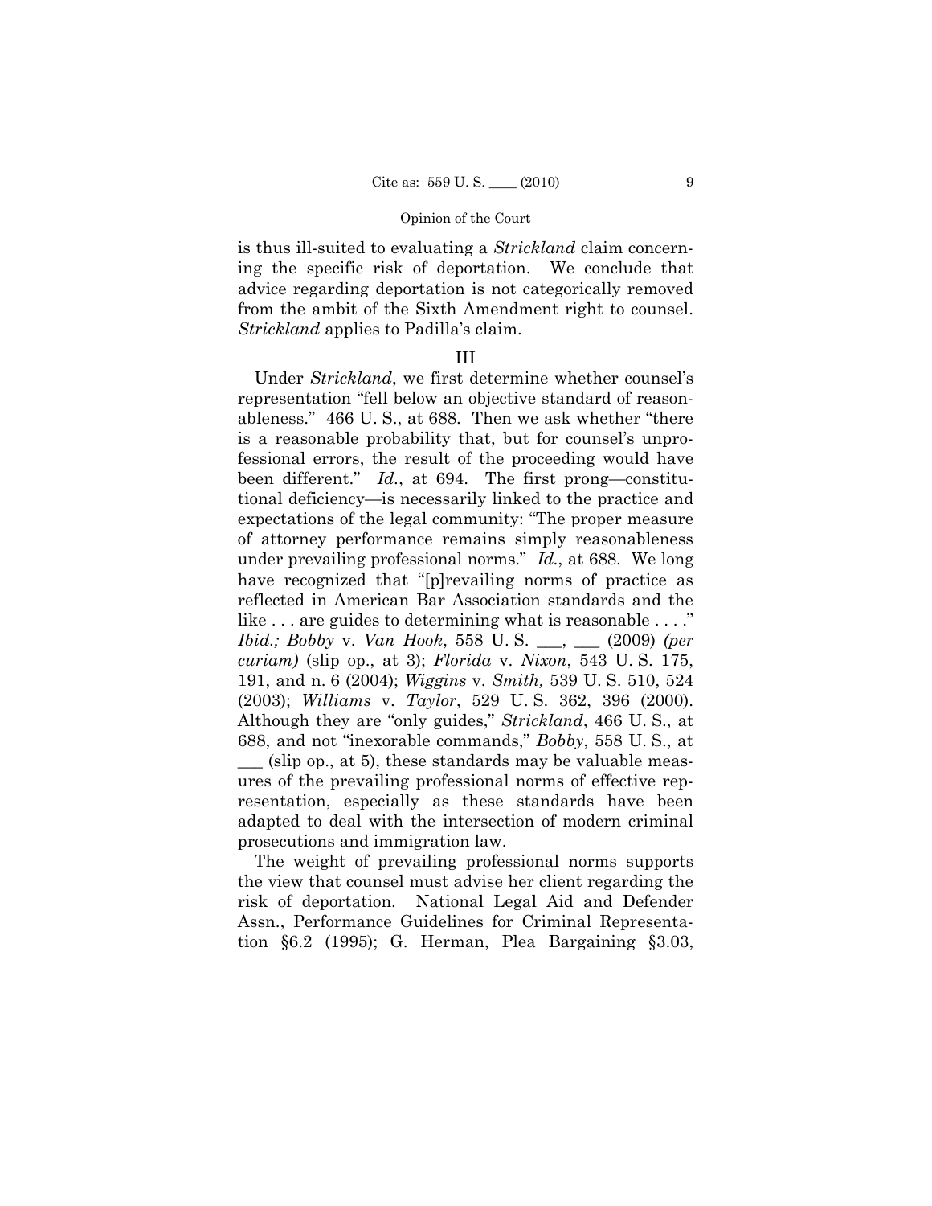is thus ill-suited to evaluating a *Strickland* claim concerning the specific risk of deportation. We conclude that advice regarding deportation is not categorically removed from the ambit of the Sixth Amendment right to counsel. *Strickland* applies to Padilla's claim.

## III

Under *Strickland*, we first determine whether counsel's representation "fell below an objective standard of reasonableness." 466 U. S., at 688. Then we ask whether "there is a reasonable probability that, but for counsel's unprofessional errors, the result of the proceeding would have been different." *Id.*, at 694. The first prong—constitutional deficiency—is necessarily linked to the practice and expectations of the legal community: "The proper measure of attorney performance remains simply reasonableness under prevailing professional norms." *Id.*, at 688. We long have recognized that "[p]revailing norms of practice as reflected in American Bar Association standards and the like . . . are guides to determining what is reasonable . . . ." *Ibid.; Bobby* v. *Van Hook*, 558 U. S. ___, ___ (2009) *(per curiam)* (slip op., at 3); *Florida* v. *Nixon*, 543 U. S. 175, 191, and n. 6 (2004); *Wiggins* v. *Smith,* 539 U. S. 510, 524 (2003); *Williams* v. *Taylor*, 529 U. S. 362, 396 (2000). Although they are "only guides," *Strickland*, 466 U. S., at 688, and not "inexorable commands," *Bobby*, 558 U. S., at ___ (slip op., at 5), these standards may be valuable measures of the prevailing professional norms of effective representation, especially as these standards have been adapted to deal with the intersection of modern criminal prosecutions and immigration law.

The weight of prevailing professional norms supports the view that counsel must advise her client regarding the risk of deportation. National Legal Aid and Defender Assn., Performance Guidelines for Criminal Representation §6.2 (1995); G. Herman, Plea Bargaining §3.03,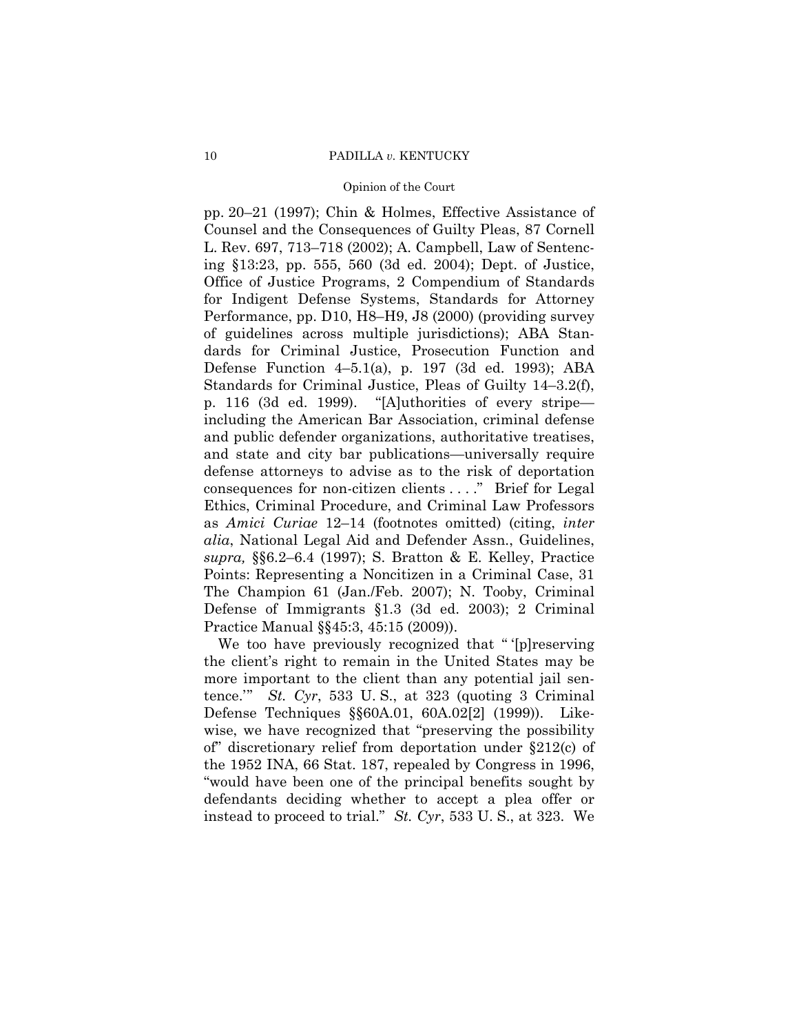pp. 20–21 (1997); Chin & Holmes, Effective Assistance of Counsel and the Consequences of Guilty Pleas, 87 Cornell L. Rev. 697, 713–718 (2002); A. Campbell, Law of Sentencing §13:23, pp. 555, 560 (3d ed. 2004); Dept. of Justice, Office of Justice Programs, 2 Compendium of Standards for Indigent Defense Systems, Standards for Attorney Performance, pp. D10, H8–H9, J8 (2000) (providing survey of guidelines across multiple jurisdictions); ABA Standards for Criminal Justice, Prosecution Function and Defense Function 4–5.1(a), p. 197 (3d ed. 1993); ABA Standards for Criminal Justice, Pleas of Guilty 14–3.2(f), p. 116 (3d ed. 1999). "[A]uthorities of every stripe—including the American Bar Association, criminal defense and public defender organizations, authoritative treatises, and state and city bar publications—universally require defense attorneys to advise as to the risk of deportation consequences for non-citizen clients . . . ." Brief for Legal Ethics, Criminal Procedure, and Criminal Law Professors as *Amici Curiae* 12–14 (footnotes omitted) (citing, *inter alia*, National Legal Aid and Defender Assn., Guidelines, *supra,* §§6.2–6.4 (1997); S. Bratton & E. Kelley, Practice Points: Representing a Noncitizen in a Criminal Case, 31 The Champion 61 (Jan./Feb. 2007); N. Tooby, Criminal Defense of Immigrants §1.3 (3d ed. 2003); 2 Criminal Practice Manual §§45:3, 45:15 (2009)).

We too have previously recognized that " '[p]reserving the client's right to remain in the United States may be more important to the client than any potential jail sentence.' " *St. Cyr*, 533 U. S., at 323 (quoting 3 Criminal Defense Techniques §§60A.01, 60A.02[2] (1999)). Likewise, we have recognized that "preserving the possibility of" discretionary relief from deportation under §212(c) of the 1952 INA, 66 Stat. 187, repealed by Congress in 1996, "would have been one of the principal benefits sought by defendants deciding whether to accept a plea offer or instead to proceed to trial." *St. Cyr*, 533 U. S., at 323. We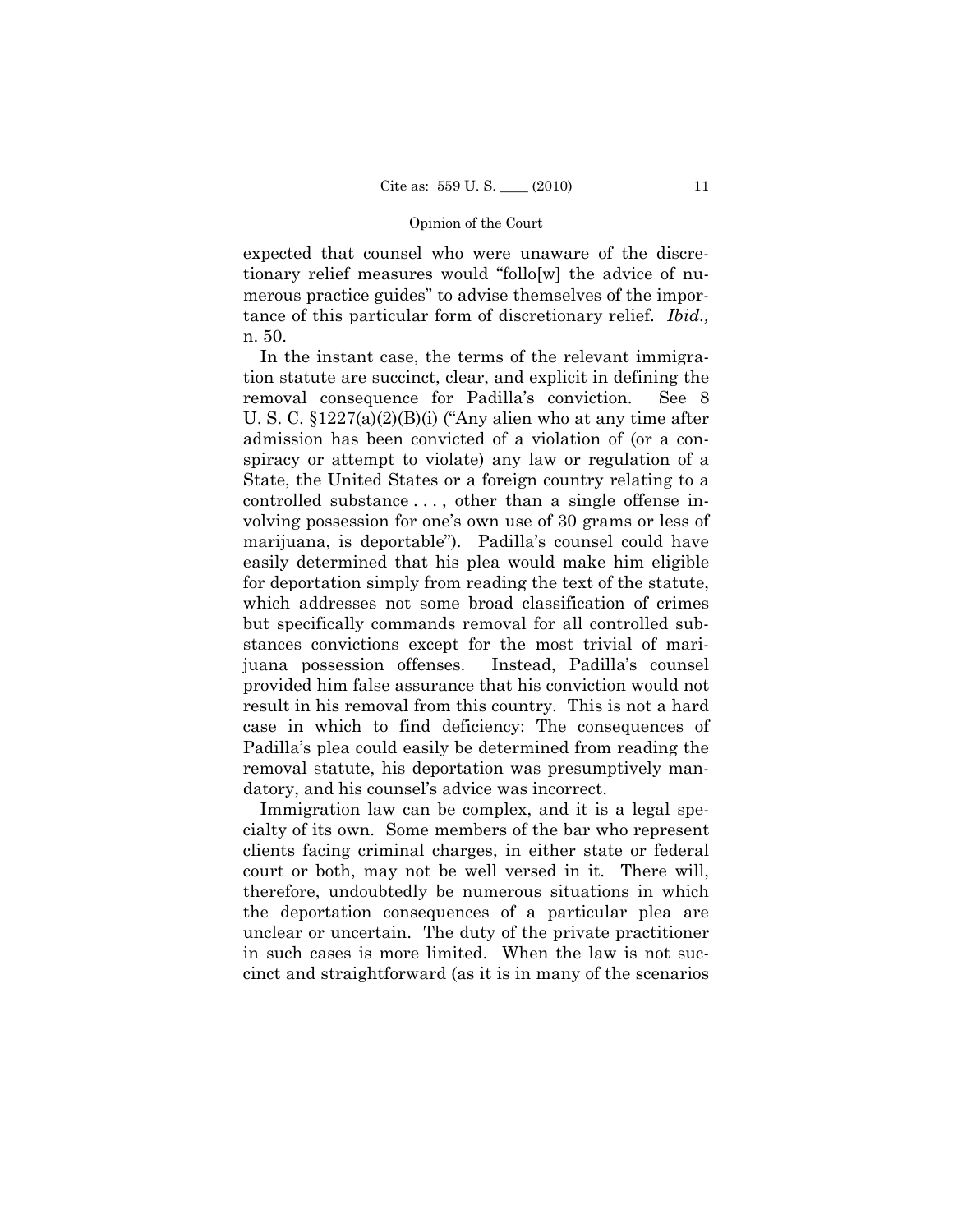expected that counsel who were unaware of the discretionary relief measures would "follo[w] the advice of numerous practice guides" to advise themselves of the importance of this particular form of discretionary relief. *Ibid.,* n. 50.

In the instant case, the terms of the relevant immigration statute are succinct, clear, and explicit in defining the removal consequence for Padilla's conviction. See 8 U. S. C. §1227(a)(2)(B)(i) ("Any alien who at any time after admission has been convicted of a violation of (or a conspiracy or attempt to violate) any law or regulation of a State, the United States or a foreign country relating to a controlled substance . . . , other than a single offense involving possession for one's own use of 30 grams or less of marijuana, is deportable"). Padilla's counsel could have easily determined that his plea would make him eligible for deportation simply from reading the text of the statute, which addresses not some broad classification of crimes but specifically commands removal for all controlled substances convictions except for the most trivial of marijuana possession offenses. Instead, Padilla's counsel provided him false assurance that his conviction would not result in his removal from this country. This is not a hard case in which to find deficiency: The consequences of Padilla's plea could easily be determined from reading the removal statute, his deportation was presumptively mandatory, and his counsel's advice was incorrect.

Immigration law can be complex, and it is a legal specialty of its own. Some members of the bar who represent clients facing criminal charges, in either state or federal court or both, may not be well versed in it. There will, therefore, undoubtedly be numerous situations in which the deportation consequences of a particular plea are unclear or uncertain. The duty of the private practitioner in such cases is more limited. When the law is not succinct and straightforward (as it is in many of the scenarios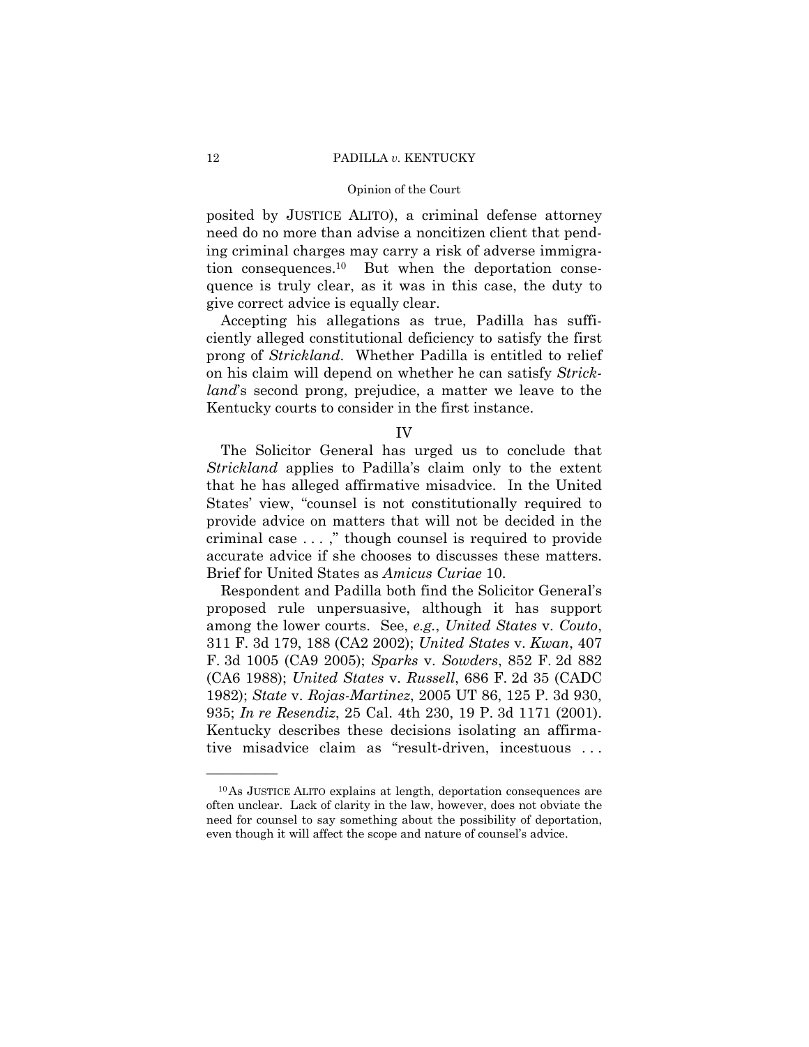posited by JUSTICE ALITO), a criminal defense attorney need do no more than advise a noncitizen client that pending criminal charges may carry a risk of adverse immigration consequences.[10] But when the deportation consequence is truly clear, as it was in this case, the duty to give correct advice is equally clear.

Accepting his allegations as true, Padilla has sufficiently alleged constitutional deficiency to satisfy the first prong of *Strickland*. Whether Padilla is entitled to relief on his claim will depend on whether he can satisfy *Strickland*'s second prong, prejudice, a matter we leave to the Kentucky courts to consider in the first instance.

## IV

The Solicitor General has urged us to conclude that *Strickland* applies to Padilla's claim only to the extent that he has alleged affirmative misadvice. In the United States' view, "counsel is not constitutionally required to provide advice on matters that will not be decided in the criminal case . . . ," though counsel is required to provide accurate advice if she chooses to discusses these matters. Brief for United States as *Amicus Curiae* 10.

Respondent and Padilla both find the Solicitor General's proposed rule unpersuasive, although it has support among the lower courts. See, *e.g.*, *United States* v. *Couto*, 311 F. 3d 179, 188 (CA2 2002); *United States* v. *Kwan*, 407 F. 3d 1005 (CA9 2005); *Sparks* v. *Sowders*, 852 F. 2d 882 (CA6 1988); *United States* v. *Russell*, 686 F. 2d 35 (CADC 1982); *State* v. *Rojas-Martinez*, 2005 UT 86, 125 P. 3d 930, 935; *In re Resendiz*, 25 Cal. 4th 230, 19 P. 3d 1171 (2001). Kentucky describes these decisions isolating an affirmative misadvice claim as "result-driven, incestuous . . .

---

[10] As JUSTICE ALITO explains at length, deportation consequences are often unclear. Lack of clarity in the law, however, does not obviate the need for counsel to say something about the possibility of deportation, even though it will affect the scope and nature of counsel's advice.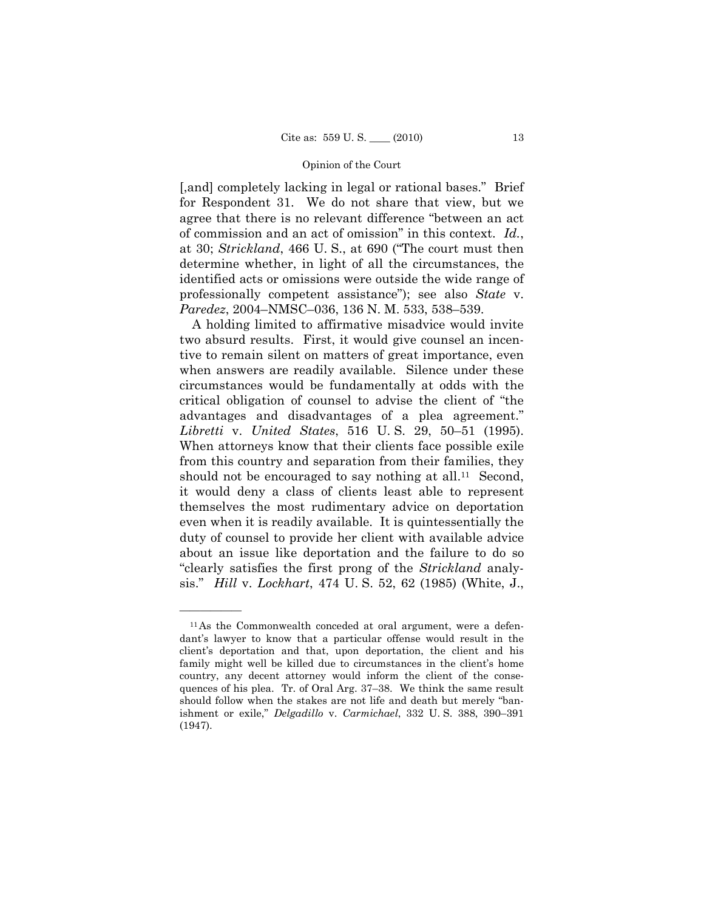[,and] completely lacking in legal or rational bases." Brief for Respondent 31. We do not share that view, but we agree that there is no relevant difference "between an act of commission and an act of omission" in this context. *Id.*, at 30; *Strickland*, 466 U. S., at 690 ("The court must then determine whether, in light of all the circumstances, the identified acts or omissions were outside the wide range of professionally competent assistance"); see also *State* v. *Paredez*, 2004–NMSC–036, 136 N. M. 533, 538–539.

A holding limited to affirmative misadvice would invite two absurd results. First, it would give counsel an incentive to remain silent on matters of great importance, even when answers are readily available. Silence under these circumstances would be fundamentally at odds with the critical obligation of counsel to advise the client of "the advantages and disadvantages of a plea agreement." *Libretti* v. *United States*, 516 U. S. 29, 50–51 (1995). When attorneys know that their clients face possible exile from this country and separation from their families, they should not be encouraged to say nothing at all.[11] Second, it would deny a class of clients least able to represent themselves the most rudimentary advice on deportation even when it is readily available. It is quintessentially the duty of counsel to provide her client with available advice about an issue like deportation and the failure to do so "clearly satisfies the first prong of the *Strickland* analysis." *Hill* v. *Lockhart*, 474 U. S. 52, 62 (1985) (White, J.,

---

[11] As the Commonwealth conceded at oral argument, were a defendant's lawyer to know that a particular offense would result in the client's deportation and that, upon deportation, the client and his family might well be killed due to circumstances in the client's home country, any decent attorney would inform the client of the consequences of his plea. Tr. of Oral Arg. 37–38. We think the same result should follow when the stakes are not life and death but merely "banishment or exile," *Delgadillo* v. *Carmichael*, 332 U. S. 388, 390–391 (1947).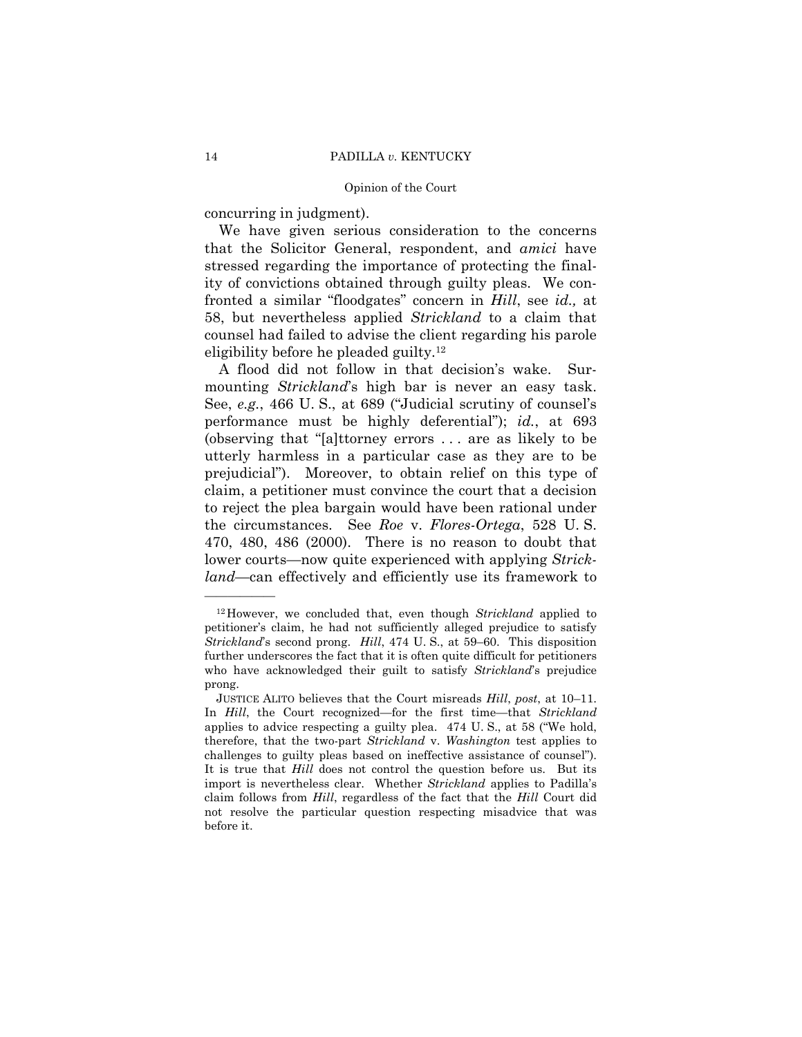concurring in judgment).

We have given serious consideration to the concerns that the Solicitor General, respondent, and *amici* have stressed regarding the importance of protecting the finality of convictions obtained through guilty pleas. We confronted a similar "floodgates" concern in *Hill*, see *id.,* at 58, but nevertheless applied *Strickland* to a claim that counsel had failed to advise the client regarding his parole eligibility before he pleaded guilty.[12]

A flood did not follow in that decision's wake. Surmounting *Strickland*'s high bar is never an easy task. See, *e.g.*, 466 U. S., at 689 ("Judicial scrutiny of counsel's performance must be highly deferential"); *id.*, at 693 (observing that "[a]ttorney errors . . . are as likely to be utterly harmless in a particular case as they are to be prejudicial"). Moreover, to obtain relief on this type of claim, a petitioner must convince the court that a decision to reject the plea bargain would have been rational under the circumstances. See *Roe* v. *Flores-Ortega*, 528 U. S. 470, 480, 486 (2000). There is no reason to doubt that lower courts—now quite experienced with applying *Strickland*—can effectively and efficiently use its framework to

---

[12] However, we concluded that, even though *Strickland* applied to petitioner's claim, he had not sufficiently alleged prejudice to satisfy *Strickland*'s second prong. *Hill*, 474 U. S., at 59–60. This disposition further underscores the fact that it is often quite difficult for petitioners who have acknowledged their guilt to satisfy *Strickland*'s prejudice prong.

JUSTICE ALITO believes that the Court misreads *Hill*, *post*, at 10–11. In *Hill*, the Court recognized—for the first time—that *Strickland* applies to advice respecting a guilty plea. 474 U. S., at 58 ("We hold, therefore, that the two-part *Strickland* v. *Washington* test applies to challenges to guilty pleas based on ineffective assistance of counsel"). It is true that *Hill* does not control the question before us. But its import is nevertheless clear. Whether *Strickland* applies to Padilla's claim follows from *Hill*, regardless of the fact that the *Hill* Court did not resolve the particular question respecting misadvice that was before it.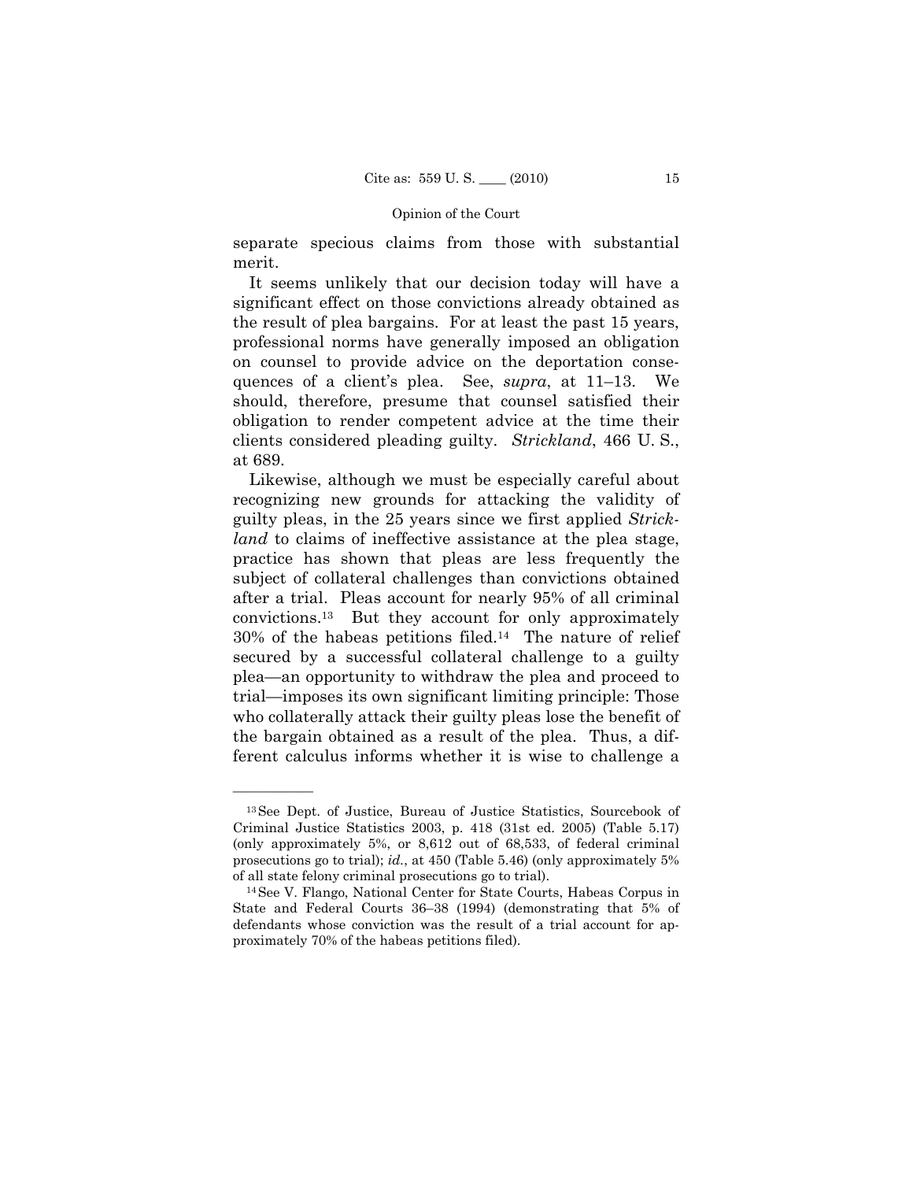separate specious claims from those with substantial merit.

It seems unlikely that our decision today will have a significant effect on those convictions already obtained as the result of plea bargains. For at least the past 15 years, professional norms have generally imposed an obligation on counsel to provide advice on the deportation consequences of a client's plea. See, *supra*, at 11–13. We should, therefore, presume that counsel satisfied their obligation to render competent advice at the time their clients considered pleading guilty. *Strickland*, 466 U. S., at 689.

Likewise, although we must be especially careful about recognizing new grounds for attacking the validity of guilty pleas, in the 25 years since we first applied *Strickland* to claims of ineffective assistance at the plea stage, practice has shown that pleas are less frequently the subject of collateral challenges than convictions obtained after a trial. Pleas account for nearly 95% of all criminal convictions.[13] But they account for only approximately 30% of the habeas petitions filed.[14] The nature of relief secured by a successful collateral challenge to a guilty plea—an opportunity to withdraw the plea and proceed to trial—imposes its own significant limiting principle: Those who collaterally attack their guilty pleas lose the benefit of the bargain obtained as a result of the plea. Thus, a different calculus informs whether it is wise to challenge a

---

[13] See Dept. of Justice, Bureau of Justice Statistics, Sourcebook of Criminal Justice Statistics 2003, p. 418 (31st ed. 2005) (Table 5.17) (only approximately 5%, or 8,612 out of 68,533, of federal criminal prosecutions go to trial); *id.*, at 450 (Table 5.46) (only approximately 5% of all state felony criminal prosecutions go to trial).

[14] See V. Flango, National Center for State Courts, Habeas Corpus in State and Federal Courts 36–38 (1994) (demonstrating that 5% of defendants whose conviction was the result of a trial account for approximately 70% of the habeas petitions filed).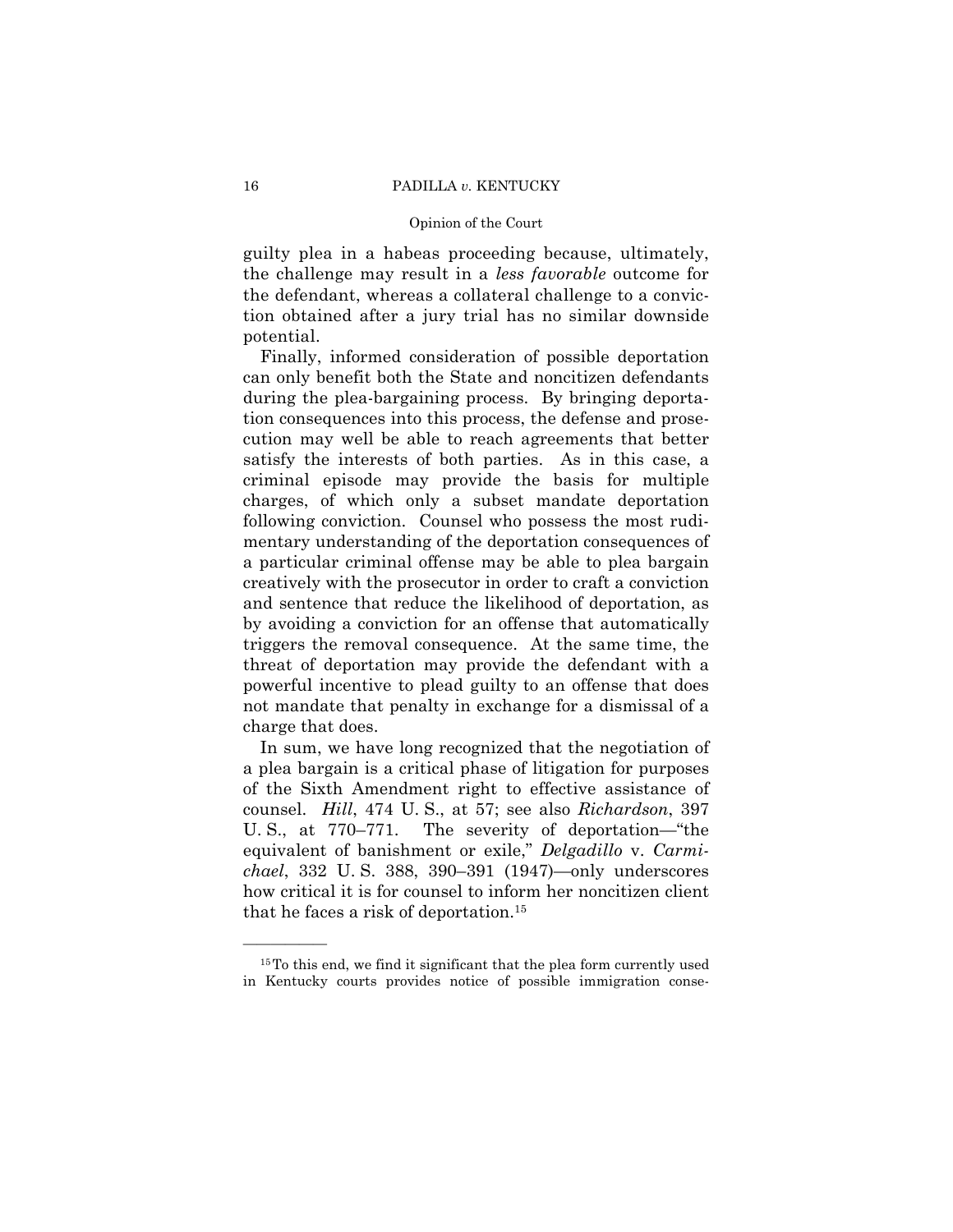guilty plea in a habeas proceeding because, ultimately, the challenge may result in a *less favorable* outcome for the defendant, whereas a collateral challenge to a conviction obtained after a jury trial has no similar downside potential.

Finally, informed consideration of possible deportation can only benefit both the State and noncitizen defendants during the plea-bargaining process. By bringing deportation consequences into this process, the defense and prosecution may well be able to reach agreements that better satisfy the interests of both parties. As in this case, a criminal episode may provide the basis for multiple charges, of which only a subset mandate deportation following conviction. Counsel who possess the most rudimentary understanding of the deportation consequences of a particular criminal offense may be able to plea bargain creatively with the prosecutor in order to craft a conviction and sentence that reduce the likelihood of deportation, as by avoiding a conviction for an offense that automatically triggers the removal consequence. At the same time, the threat of deportation may provide the defendant with a powerful incentive to plead guilty to an offense that does not mandate that penalty in exchange for a dismissal of a charge that does.

In sum, we have long recognized that the negotiation of a plea bargain is a critical phase of litigation for purposes of the Sixth Amendment right to effective assistance of counsel. *Hill*, 474 U. S., at 57; see also *Richardson*, 397 U. S., at 770–771. The severity of deportation—"the equivalent of banishment or exile," *Delgadillo* v. *Carmichael*, 332 U. S. 388, 390–391 (1947)—only underscores how critical it is for counsel to inform her noncitizen client that he faces a risk of deportation.[15]

---

[15] To this end, we find it significant that the plea form currently used in Kentucky courts provides notice of possible immigration conse-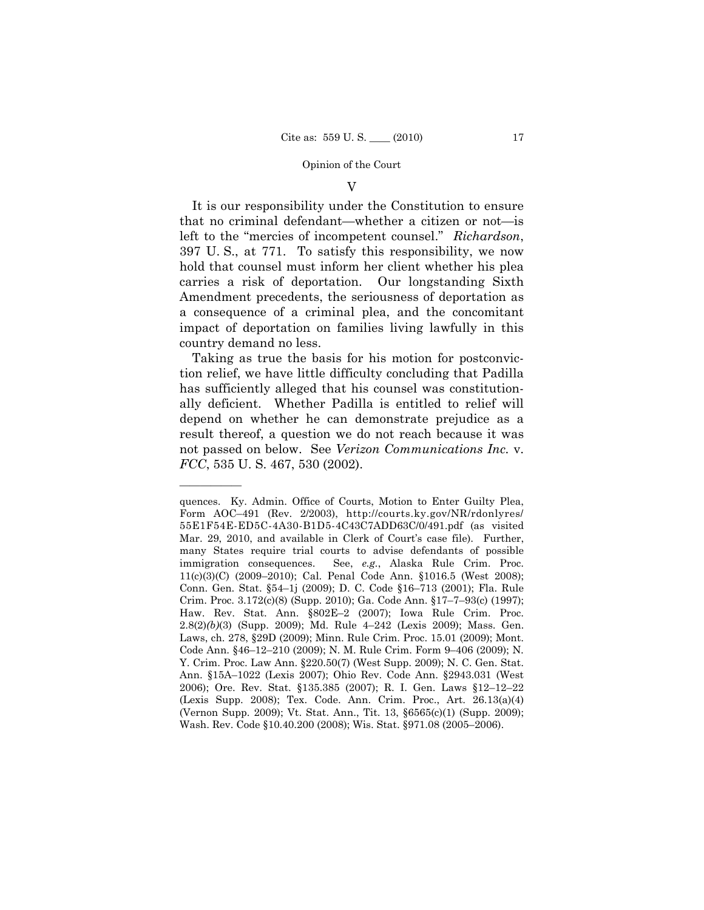V

It is our responsibility under the Constitution to ensure that no criminal defendant—whether a citizen or not—is left to the "mercies of incompetent counsel." *Richardson*, 397 U. S., at 771. To satisfy this responsibility, we now hold that counsel must inform her client whether his plea carries a risk of deportation. Our longstanding Sixth Amendment precedents, the seriousness of deportation as a consequence of a criminal plea, and the concomitant impact of deportation on families living lawfully in this country demand no less.

Taking as true the basis for his motion for postconviction relief, we have little difficulty concluding that Padilla has sufficiently alleged that his counsel was constitutionally deficient. Whether Padilla is entitled to relief will depend on whether he can demonstrate prejudice as a result thereof, a question we do not reach because it was not passed on below. See *Verizon Communications Inc.* v. *FCC*, 535 U. S. 467, 530 (2002).

---

quences. Ky. Admin. Office of Courts, Motion to Enter Guilty Plea, Form AOC–491 (Rev. 2/2003), http://courts.ky.gov/NR/rdonlyres/55E1F54E-ED5C-4A30-B1D5-4C43C7ADD63C/0/491.pdf (as visited Mar. 29, 2010, and available in Clerk of Court's case file). Further, many States require trial courts to advise defendants of possible immigration consequences. See, *e.g.*, Alaska Rule Crim. Proc. 11(c)(3)(C) (2009–2010); Cal. Penal Code Ann. §1016.5 (West 2008); Conn. Gen. Stat. §54–1j (2009); D. C. Code §16–713 (2001); Fla. Rule Crim. Proc. 3.172(c)(8) (Supp. 2010); Ga. Code Ann. §17–7–93(c) (1997); Haw. Rev. Stat. Ann. §802E–2 (2007); Iowa Rule Crim. Proc. 2.8(2)*(b)*(3) (Supp. 2009); Md. Rule 4–242 (Lexis 2009); Mass. Gen. Laws, ch. 278, §29D (2009); Minn. Rule Crim. Proc. 15.01 (2009); Mont. Code Ann. §46–12–210 (2009); N. M. Rule Crim. Form 9–406 (2009); N. Y. Crim. Proc. Law Ann. §220.50(7) (West Supp. 2009); N. C. Gen. Stat. Ann. §15A–1022 (Lexis 2007); Ohio Rev. Code Ann. §2943.031 (West 2006); Ore. Rev. Stat. §135.385 (2007); R. I. Gen. Laws §12–12–22 (Lexis Supp. 2008); Tex. Code. Ann. Crim. Proc., Art. 26.13(a)(4) (Vernon Supp. 2009); Vt. Stat. Ann., Tit. 13, §6565(c)(1) (Supp. 2009); Wash. Rev. Code §10.40.200 (2008); Wis. Stat. §971.08 (2005–2006).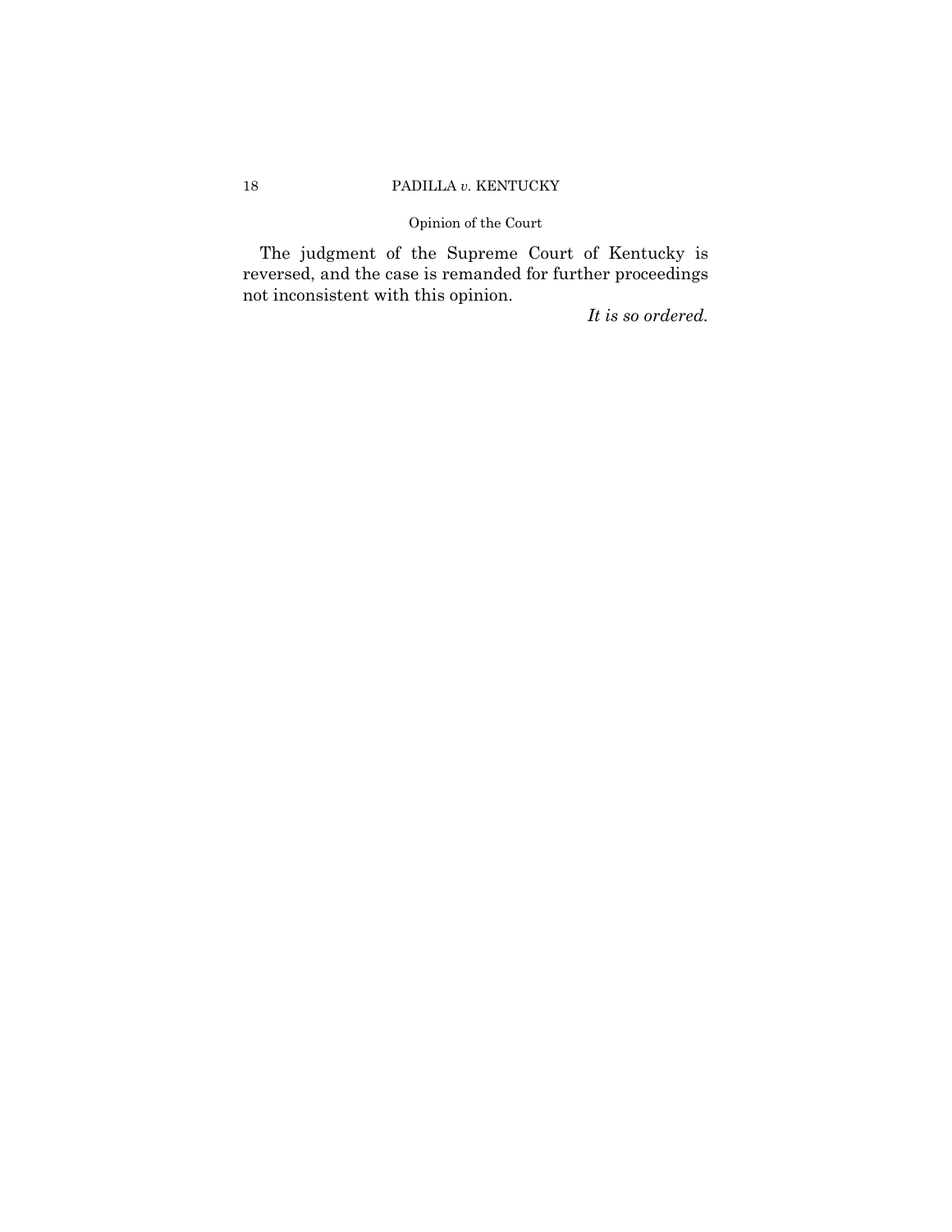The judgment of the Supreme Court of Kentucky is reversed, and the case is remanded for further proceedings not inconsistent with this opinion.

*It is so ordered.*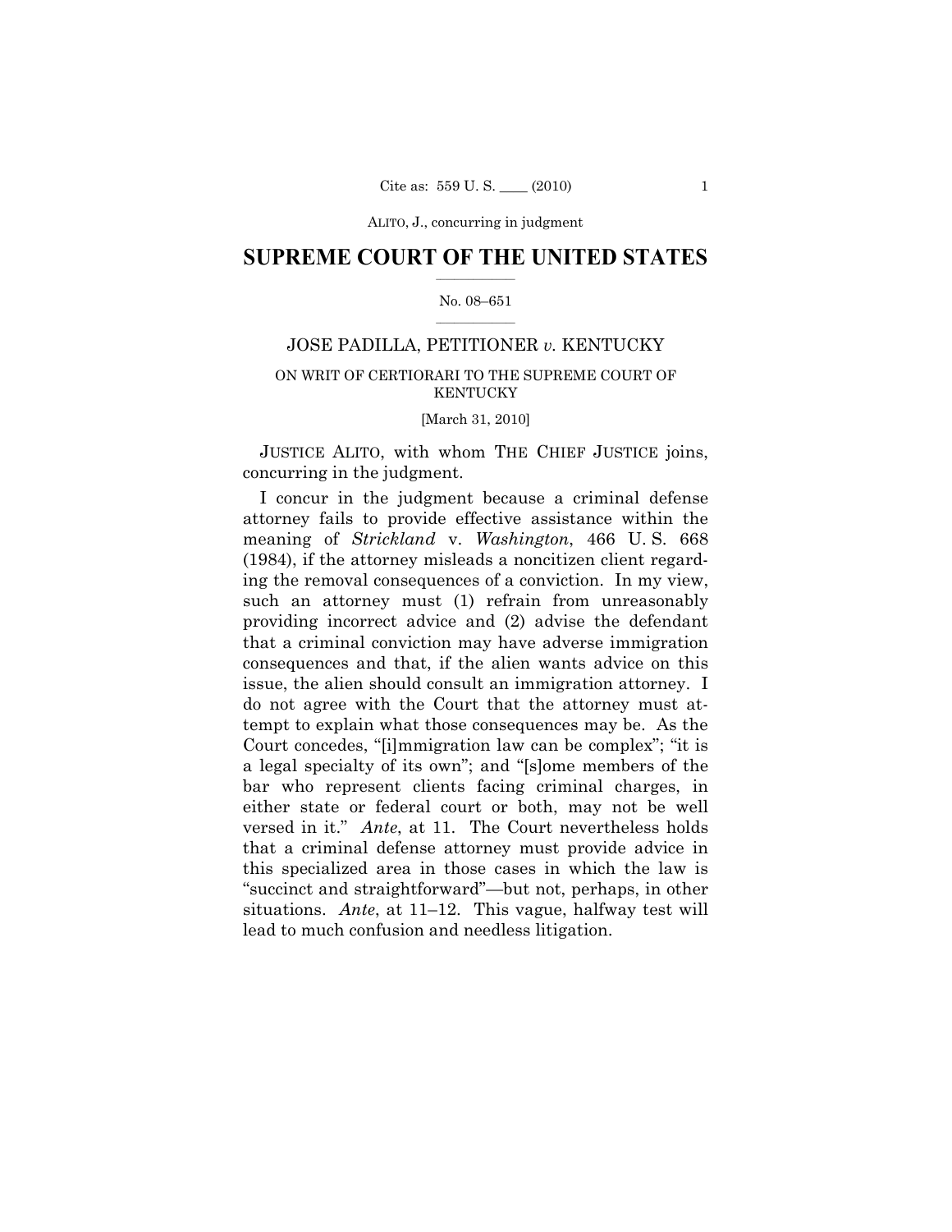# SUPREME COURT OF THE UNITED STATES

No. 08–651

JOSE PADILLA, PETITIONER *v.* KENTUCKY

ON WRIT OF CERTIORARI TO THE SUPREME COURT OF KENTUCKY

[March 31, 2010]

JUSTICE ALITO, with whom THE CHIEF JUSTICE joins, concurring in the judgment.

I concur in the judgment because a criminal defense attorney fails to provide effective assistance within the meaning of *Strickland* v. *Washington*, 466 U. S. 668 (1984), if the attorney misleads a noncitizen client regarding the removal consequences of a conviction. In my view, such an attorney must (1) refrain from unreasonably providing incorrect advice and (2) advise the defendant that a criminal conviction may have adverse immigration consequences and that, if the alien wants advice on this issue, the alien should consult an immigration attorney. I do not agree with the Court that the attorney must attempt to explain what those consequences may be. As the Court concedes, "[i]mmigration law can be complex"; "it is a legal specialty of its own"; and "[s]ome members of the bar who represent clients facing criminal charges, in either state or federal court or both, may not be well versed in it." *Ante*, at 11. The Court nevertheless holds that a criminal defense attorney must provide advice in this specialized area in those cases in which the law is "succinct and straightforward"—but not, perhaps, in other situations. *Ante*, at 11–12. This vague, halfway test will lead to much confusion and needless litigation.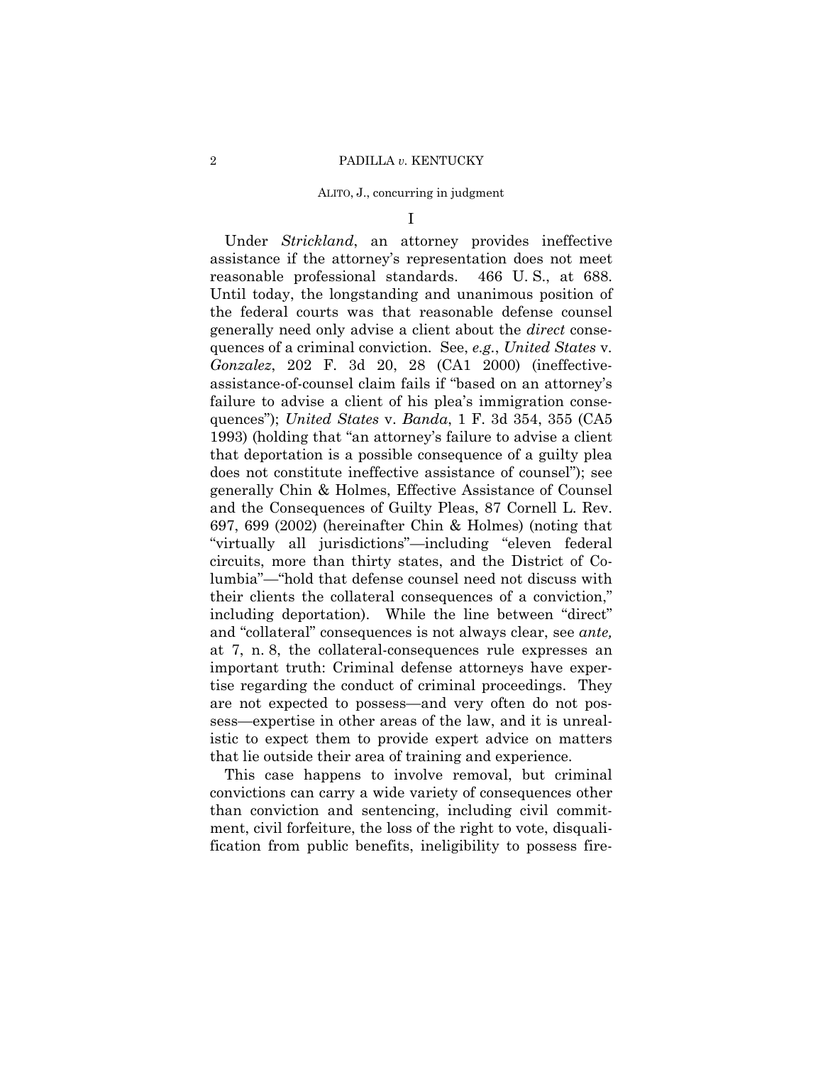I

Under *Strickland*, an attorney provides ineffective assistance if the attorney's representation does not meet reasonable professional standards. 466 U. S., at 688. Until today, the longstanding and unanimous position of the federal courts was that reasonable defense counsel generally need only advise a client about the *direct* consequences of a criminal conviction. See, *e.g.*, *United States* v. *Gonzalez*, 202 F. 3d 20, 28 (CA1 2000) (ineffective-assistance-of-counsel claim fails if "based on an attorney's failure to advise a client of his plea's immigration consequences"); *United States* v. *Banda*, 1 F. 3d 354, 355 (CA5 1993) (holding that "an attorney's failure to advise a client that deportation is a possible consequence of a guilty plea does not constitute ineffective assistance of counsel"); see generally Chin & Holmes, Effective Assistance of Counsel and the Consequences of Guilty Pleas, 87 Cornell L. Rev. 697, 699 (2002) (hereinafter Chin & Holmes) (noting that "virtually all jurisdictions"—including "eleven federal circuits, more than thirty states, and the District of Columbia"—"hold that defense counsel need not discuss with their clients the collateral consequences of a conviction," including deportation). While the line between "direct" and "collateral" consequences is not always clear, see *ante,* at 7, n. 8, the collateral-consequences rule expresses an important truth: Criminal defense attorneys have expertise regarding the conduct of criminal proceedings. They are not expected to possess—and very often do not possess—expertise in other areas of the law, and it is unrealistic to expect them to provide expert advice on matters that lie outside their area of training and experience.

This case happens to involve removal, but criminal convictions can carry a wide variety of consequences other than conviction and sentencing, including civil commitment, civil forfeiture, the loss of the right to vote, disqualification from public benefits, ineligibility to possess fire-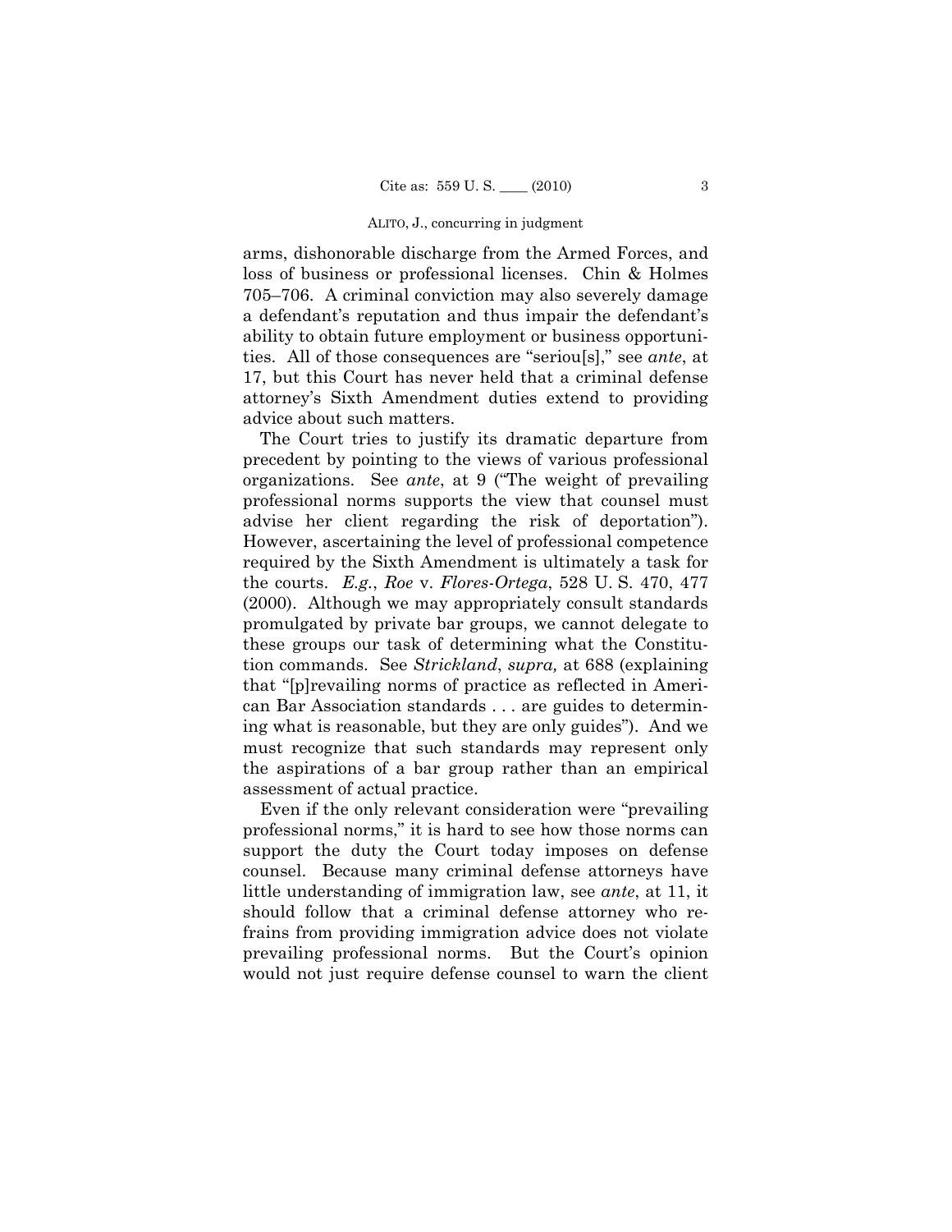arms, dishonorable discharge from the Armed Forces, and loss of business or professional licenses. Chin & Holmes 705–706. A criminal conviction may also severely damage a defendant's reputation and thus impair the defendant's ability to obtain future employment or business opportunities. All of those consequences are "seriou[s]," see *ante*, at 17, but this Court has never held that a criminal defense attorney's Sixth Amendment duties extend to providing advice about such matters.

The Court tries to justify its dramatic departure from precedent by pointing to the views of various professional organizations. See *ante*, at 9 ("The weight of prevailing professional norms supports the view that counsel must advise her client regarding the risk of deportation"). However, ascertaining the level of professional competence required by the Sixth Amendment is ultimately a task for the courts. *E.g.*, *Roe* v. *Flores-Ortega*, 528 U. S. 470, 477 (2000). Although we may appropriately consult standards promulgated by private bar groups, we cannot delegate to these groups our task of determining what the Constitution commands. See *Strickland*, *supra,* at 688 (explaining that "[p]revailing norms of practice as reflected in American Bar Association standards . . . are guides to determining what is reasonable, but they are only guides"). And we must recognize that such standards may represent only the aspirations of a bar group rather than an empirical assessment of actual practice.

Even if the only relevant consideration were "prevailing professional norms," it is hard to see how those norms can support the duty the Court today imposes on defense counsel. Because many criminal defense attorneys have little understanding of immigration law, see *ante*, at 11, it should follow that a criminal defense attorney who refrains from providing immigration advice does not violate prevailing professional norms. But the Court's opinion would not just require defense counsel to warn the client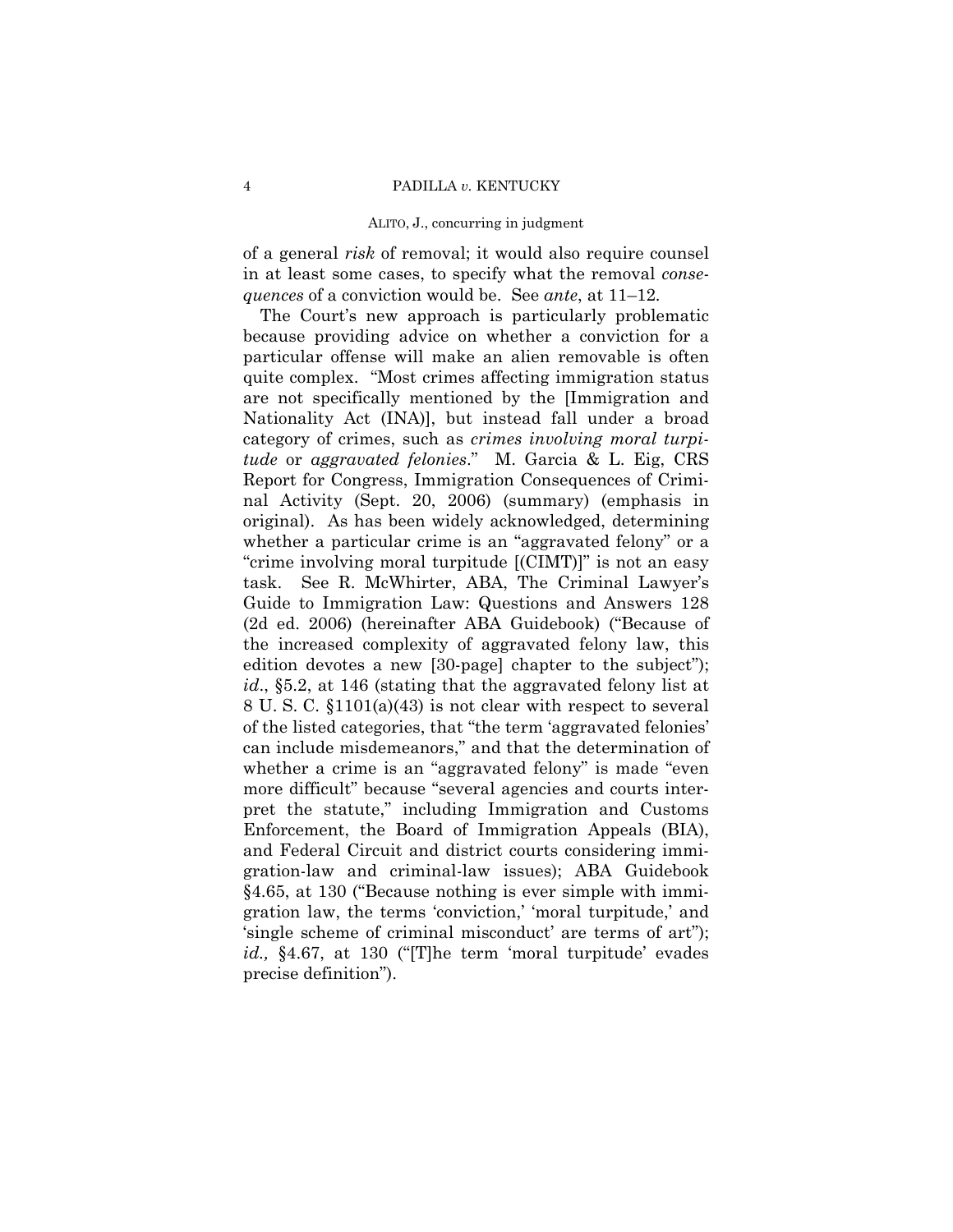of a general *risk* of removal; it would also require counsel in at least some cases, to specify what the removal *consequences* of a conviction would be. See *ante*, at 11–12.

The Court's new approach is particularly problematic because providing advice on whether a conviction for a particular offense will make an alien removable is often quite complex. "Most crimes affecting immigration status are not specifically mentioned by the [Immigration and Nationality Act (INA)], but instead fall under a broad category of crimes, such as *crimes involving moral turpitude* or *aggravated felonies*." M. Garcia & L. Eig, CRS Report for Congress, Immigration Consequences of Criminal Activity (Sept. 20, 2006) (summary) (emphasis in original). As has been widely acknowledged, determining whether a particular crime is an "aggravated felony" or a "crime involving moral turpitude [(CIMT)]" is not an easy task. See R. McWhirter, ABA, The Criminal Lawyer's Guide to Immigration Law: Questions and Answers 128 (2d ed. 2006) (hereinafter ABA Guidebook) ("Because of the increased complexity of aggravated felony law, this edition devotes a new [30-page] chapter to the subject"); *id*., §5.2, at 146 (stating that the aggravated felony list at 8 U. S. C. §1101(a)(43) is not clear with respect to several of the listed categories, that "the term 'aggravated felonies' can include misdemeanors," and that the determination of whether a crime is an "aggravated felony" is made "even more difficult" because "several agencies and courts interpret the statute," including Immigration and Customs Enforcement, the Board of Immigration Appeals (BIA), and Federal Circuit and district courts considering immigration-law and criminal-law issues); ABA Guidebook §4.65, at 130 ("Because nothing is ever simple with immigration law, the terms 'conviction,' 'moral turpitude,' and 'single scheme of criminal misconduct' are terms of art"); *id.,* §4.67, at 130 ("[T]he term 'moral turpitude' evades precise definition").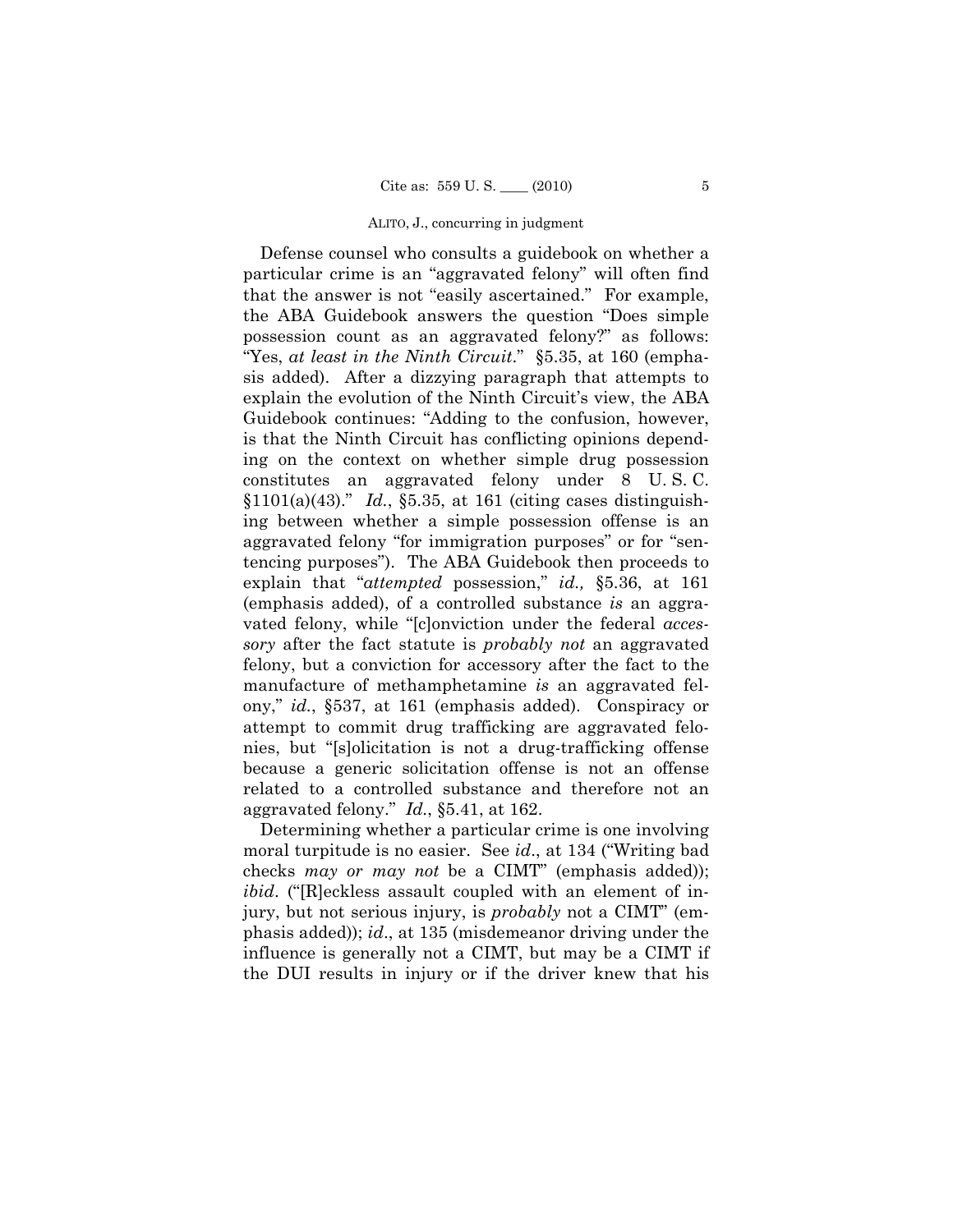Defense counsel who consults a guidebook on whether a particular crime is an "aggravated felony" will often find that the answer is not "easily ascertained." For example, the ABA Guidebook answers the question "Does simple possession count as an aggravated felony?" as follows: "Yes, *at least in the Ninth Circuit*." §5.35, at 160 (emphasis added). After a dizzying paragraph that attempts to explain the evolution of the Ninth Circuit's view, the ABA Guidebook continues: "Adding to the confusion, however, is that the Ninth Circuit has conflicting opinions depending on the context on whether simple drug possession constitutes an aggravated felony under 8 U. S. C. §1101(a)(43)." *Id.*, §5.35, at 161 (citing cases distinguishing between whether a simple possession offense is an aggravated felony "for immigration purposes" or for "sentencing purposes"). The ABA Guidebook then proceeds to explain that "*attempted* possession," *id.,* §5.36, at 161 (emphasis added), of a controlled substance *is* an aggravated felony, while "[c]onviction under the federal *accessory* after the fact statute is *probably not* an aggravated felony, but a conviction for accessory after the fact to the manufacture of methamphetamine *is* an aggravated felony," *id.*, §537, at 161 (emphasis added). Conspiracy or attempt to commit drug trafficking are aggravated felonies, but "[s]olicitation is not a drug-trafficking offense because a generic solicitation offense is not an offense related to a controlled substance and therefore not an aggravated felony." *Id.*, §5.41, at 162.

Determining whether a particular crime is one involving moral turpitude is no easier. See *id*., at 134 ("Writing bad checks *may or may not* be a CIMT" (emphasis added)); *ibid*. ("[R]eckless assault coupled with an element of injury, but not serious injury, is *probably* not a CIMT" (emphasis added)); *id*., at 135 (misdemeanor driving under the influence is generally not a CIMT, but may be a CIMT if the DUI results in injury or if the driver knew that his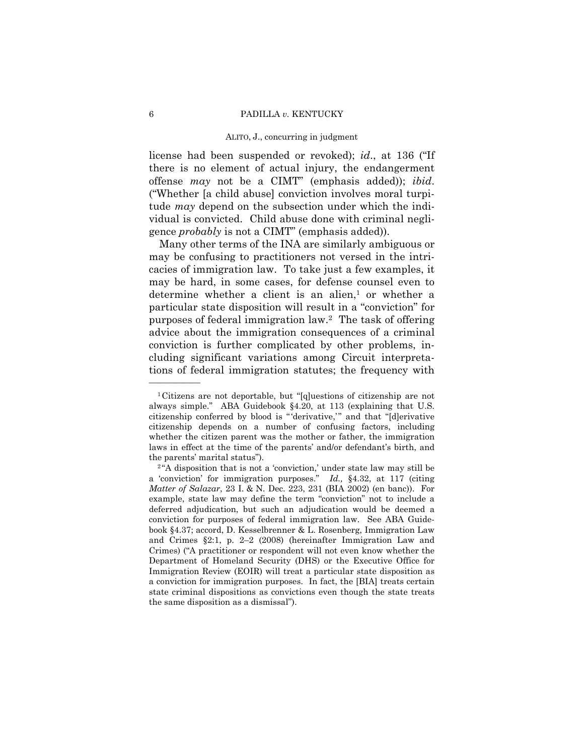license had been suspended or revoked); *id*., at 136 ("If there is no element of actual injury, the endangerment offense *may* not be a CIMT" (emphasis added)); *ibid*. ("Whether [a child abuse] conviction involves moral turpitude *may* depend on the subsection under which the individual is convicted. Child abuse done with criminal negligence *probably* is not a CIMT" (emphasis added)).

Many other terms of the INA are similarly ambiguous or may be confusing to practitioners not versed in the intricacies of immigration law. To take just a few examples, it may be hard, in some cases, for defense counsel even to determine whether a client is an alien,[1] or whether a particular state disposition will result in a "conviction" for purposes of federal immigration law.[2] The task of offering advice about the immigration consequences of a criminal conviction is further complicated by other problems, including significant variations among Circuit interpretations of federal immigration statutes; the frequency with

---

[1] Citizens are not deportable, but "[q]uestions of citizenship are not always simple." ABA Guidebook §4.20, at 113 (explaining that U.S. citizenship conferred by blood is "'derivative,'" and that "[d]erivative citizenship depends on a number of confusing factors, including whether the citizen parent was the mother or father, the immigration laws in effect at the time of the parents' and/or defendant's birth, and the parents' marital status").

[2] "A disposition that is not a 'conviction,' under state law may still be a 'conviction' for immigration purposes." *Id.,* §4.32, at 117 (citing *Matter of Salazar*, 23 I. & N. Dec. 223, 231 (BIA 2002) (en banc)). For example, state law may define the term "conviction" not to include a deferred adjudication, but such an adjudication would be deemed a conviction for purposes of federal immigration law. See ABA Guidebook §4.37; accord, D. Kesselbrenner & L. Rosenberg, Immigration Law and Crimes §2:1, p. 2–2 (2008) (hereinafter Immigration Law and Crimes) ("A practitioner or respondent will not even know whether the Department of Homeland Security (DHS) or the Executive Office for Immigration Review (EOIR) will treat a particular state disposition as a conviction for immigration purposes. In fact, the [BIA] treats certain state criminal dispositions as convictions even though the state treats the same disposition as a dismissal").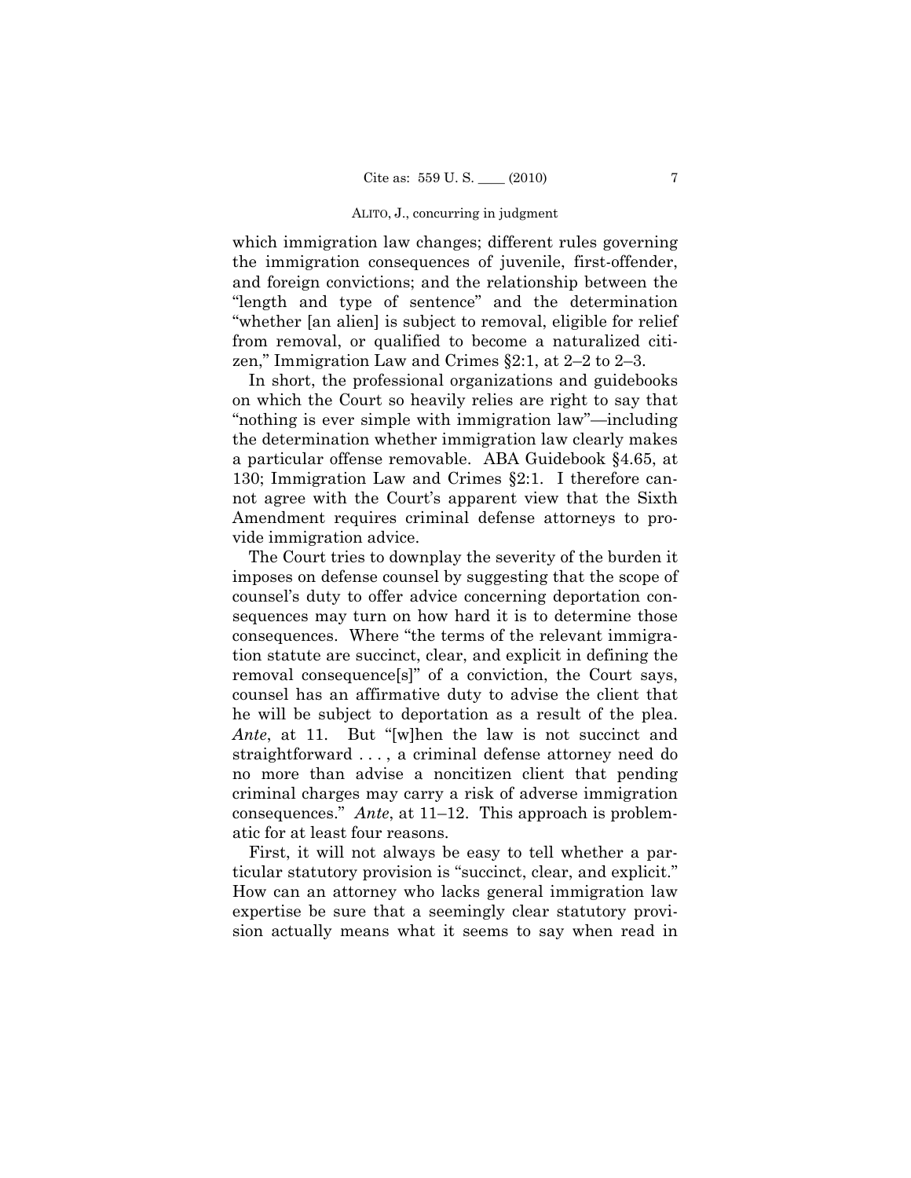which immigration law changes; different rules governing the immigration consequences of juvenile, first-offender, and foreign convictions; and the relationship between the "length and type of sentence" and the determination "whether [an alien] is subject to removal, eligible for relief from removal, or qualified to become a naturalized citizen," Immigration Law and Crimes §2:1, at 2–2 to 2–3.

In short, the professional organizations and guidebooks on which the Court so heavily relies are right to say that "nothing is ever simple with immigration law"—including the determination whether immigration law clearly makes a particular offense removable. ABA Guidebook §4.65, at 130; Immigration Law and Crimes §2:1. I therefore cannot agree with the Court's apparent view that the Sixth Amendment requires criminal defense attorneys to provide immigration advice.

The Court tries to downplay the severity of the burden it imposes on defense counsel by suggesting that the scope of counsel's duty to offer advice concerning deportation consequences may turn on how hard it is to determine those consequences. Where "the terms of the relevant immigration statute are succinct, clear, and explicit in defining the removal consequence[s]" of a conviction, the Court says, counsel has an affirmative duty to advise the client that he will be subject to deportation as a result of the plea. *Ante*, at 11. But "[w]hen the law is not succinct and straightforward . . . , a criminal defense attorney need do no more than advise a noncitizen client that pending criminal charges may carry a risk of adverse immigration consequences." *Ante*, at 11–12. This approach is problematic for at least four reasons.

First, it will not always be easy to tell whether a particular statutory provision is "succinct, clear, and explicit." How can an attorney who lacks general immigration law expertise be sure that a seemingly clear statutory provision actually means what it seems to say when read in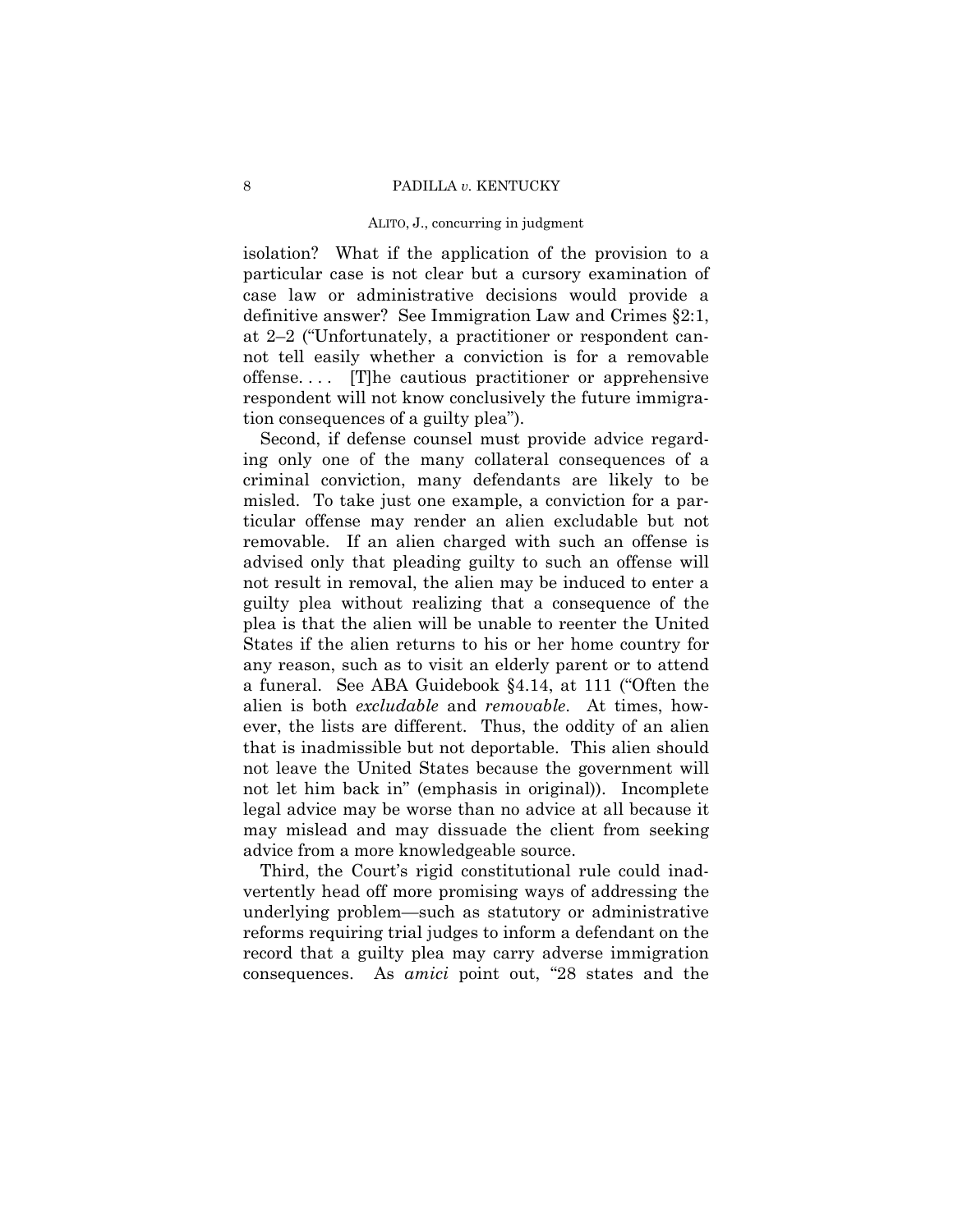isolation? What if the application of the provision to a particular case is not clear but a cursory examination of case law or administrative decisions would provide a definitive answer? See Immigration Law and Crimes §2:1, at 2–2 ("Unfortunately, a practitioner or respondent cannot tell easily whether a conviction is for a removable offense. . . . [T]he cautious practitioner or apprehensive respondent will not know conclusively the future immigration consequences of a guilty plea").

Second, if defense counsel must provide advice regarding only one of the many collateral consequences of a criminal conviction, many defendants are likely to be misled. To take just one example, a conviction for a particular offense may render an alien excludable but not removable. If an alien charged with such an offense is advised only that pleading guilty to such an offense will not result in removal, the alien may be induced to enter a guilty plea without realizing that a consequence of the plea is that the alien will be unable to reenter the United States if the alien returns to his or her home country for any reason, such as to visit an elderly parent or to attend a funeral. See ABA Guidebook §4.14, at 111 ("Often the alien is both *excludable* and *removable*. At times, however, the lists are different. Thus, the oddity of an alien that is inadmissible but not deportable. This alien should not leave the United States because the government will not let him back in" (emphasis in original)). Incomplete legal advice may be worse than no advice at all because it may mislead and may dissuade the client from seeking advice from a more knowledgeable source.

Third, the Court's rigid constitutional rule could inadvertently head off more promising ways of addressing the underlying problem—such as statutory or administrative reforms requiring trial judges to inform a defendant on the record that a guilty plea may carry adverse immigration consequences. As *amici* point out, "28 states and the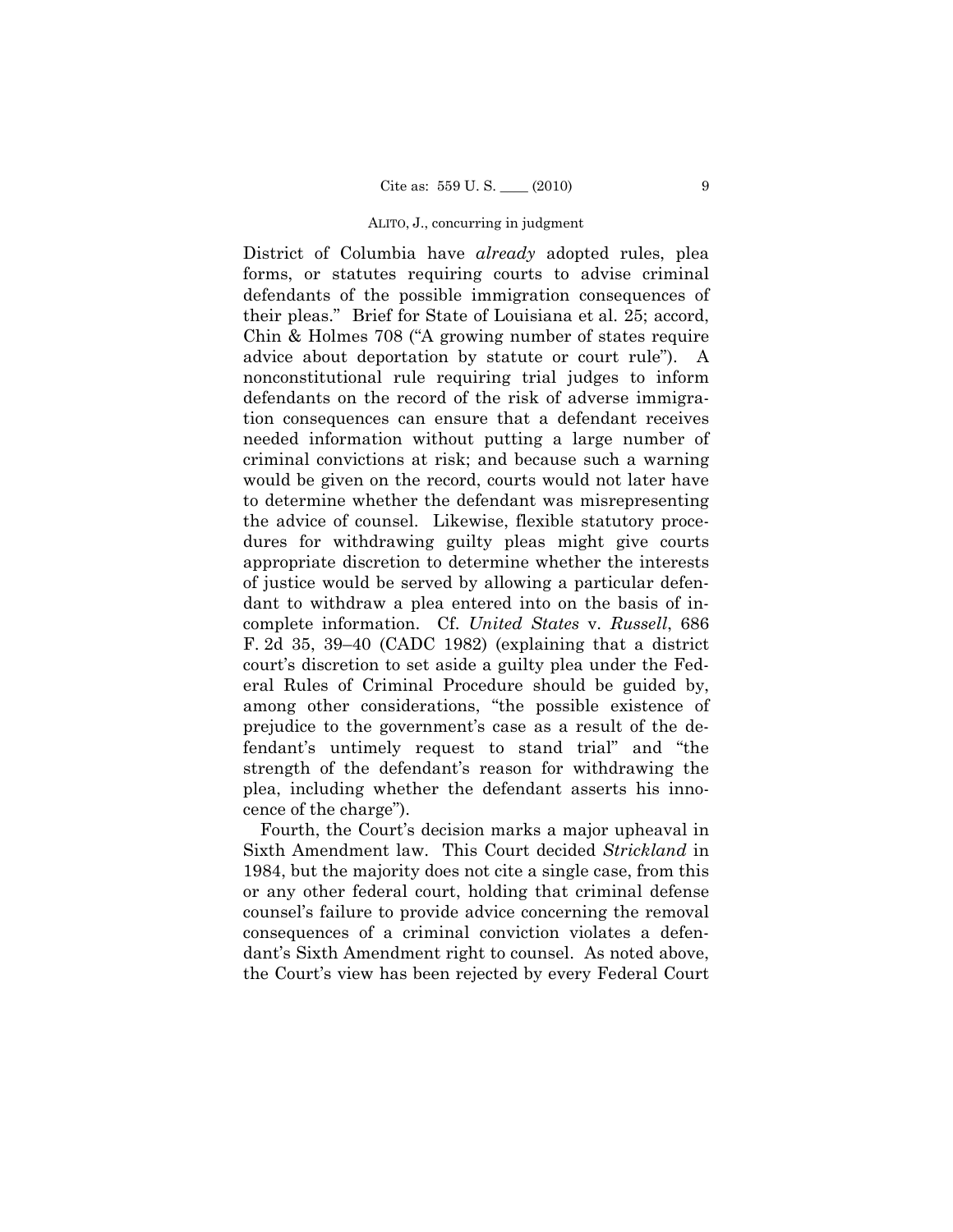District of Columbia have *already* adopted rules, plea forms, or statutes requiring courts to advise criminal defendants of the possible immigration consequences of their pleas." Brief for State of Louisiana et al. 25; accord, Chin & Holmes 708 ("A growing number of states require advice about deportation by statute or court rule"). A nonconstitutional rule requiring trial judges to inform defendants on the record of the risk of adverse immigration consequences can ensure that a defendant receives needed information without putting a large number of criminal convictions at risk; and because such a warning would be given on the record, courts would not later have to determine whether the defendant was misrepresenting the advice of counsel. Likewise, flexible statutory procedures for withdrawing guilty pleas might give courts appropriate discretion to determine whether the interests of justice would be served by allowing a particular defendant to withdraw a plea entered into on the basis of incomplete information. Cf. *United States* v. *Russell*, 686 F. 2d 35, 39–40 (CADC 1982) (explaining that a district court's discretion to set aside a guilty plea under the Federal Rules of Criminal Procedure should be guided by, among other considerations, "the possible existence of prejudice to the government's case as a result of the defendant's untimely request to stand trial" and "the strength of the defendant's reason for withdrawing the plea, including whether the defendant asserts his innocence of the charge").

Fourth, the Court's decision marks a major upheaval in Sixth Amendment law. This Court decided *Strickland* in 1984, but the majority does not cite a single case, from this or any other federal court, holding that criminal defense counsel's failure to provide advice concerning the removal consequences of a criminal conviction violates a defendant's Sixth Amendment right to counsel. As noted above, the Court's view has been rejected by every Federal Court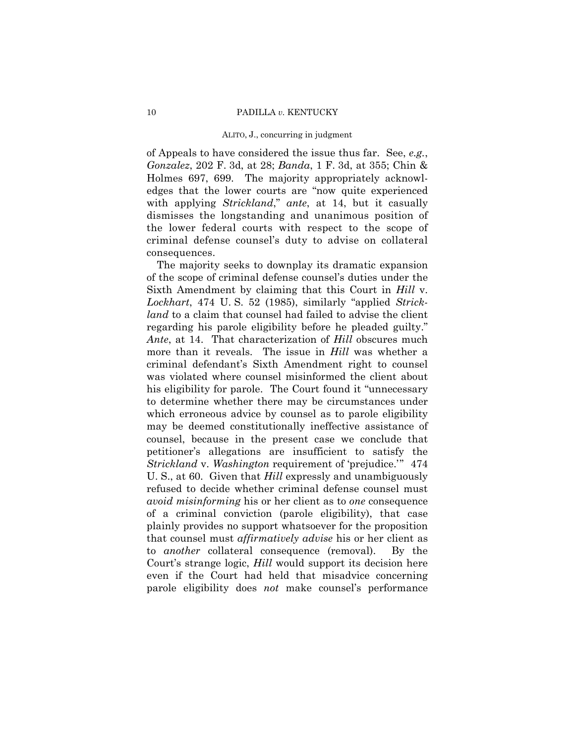of Appeals to have considered the issue thus far. See, *e.g.*, *Gonzalez*, 202 F. 3d, at 28; *Banda*, 1 F. 3d, at 355; Chin & Holmes 697, 699. The majority appropriately acknowledges that the lower courts are "now quite experienced with applying *Strickland*," *ante*, at 14, but it casually dismisses the longstanding and unanimous position of the lower federal courts with respect to the scope of criminal defense counsel's duty to advise on collateral consequences.

The majority seeks to downplay its dramatic expansion of the scope of criminal defense counsel's duties under the Sixth Amendment by claiming that this Court in *Hill* v. *Lockhart*, 474 U. S. 52 (1985), similarly "applied *Strickland* to a claim that counsel had failed to advise the client regarding his parole eligibility before he pleaded guilty." *Ante*, at 14. That characterization of *Hill* obscures much more than it reveals. The issue in *Hill* was whether a criminal defendant's Sixth Amendment right to counsel was violated where counsel misinformed the client about his eligibility for parole. The Court found it "unnecessary to determine whether there may be circumstances under which erroneous advice by counsel as to parole eligibility may be deemed constitutionally ineffective assistance of counsel, because in the present case we conclude that petitioner's allegations are insufficient to satisfy the *Strickland* v. *Washington* requirement of 'prejudice.'" 474 U. S., at 60. Given that *Hill* expressly and unambiguously refused to decide whether criminal defense counsel must *avoid misinforming* his or her client as to *one* consequence of a criminal conviction (parole eligibility), that case plainly provides no support whatsoever for the proposition that counsel must *affirmatively advise* his or her client as to *another* collateral consequence (removal). By the Court's strange logic, *Hill* would support its decision here even if the Court had held that misadvice concerning parole eligibility does *not* make counsel's performance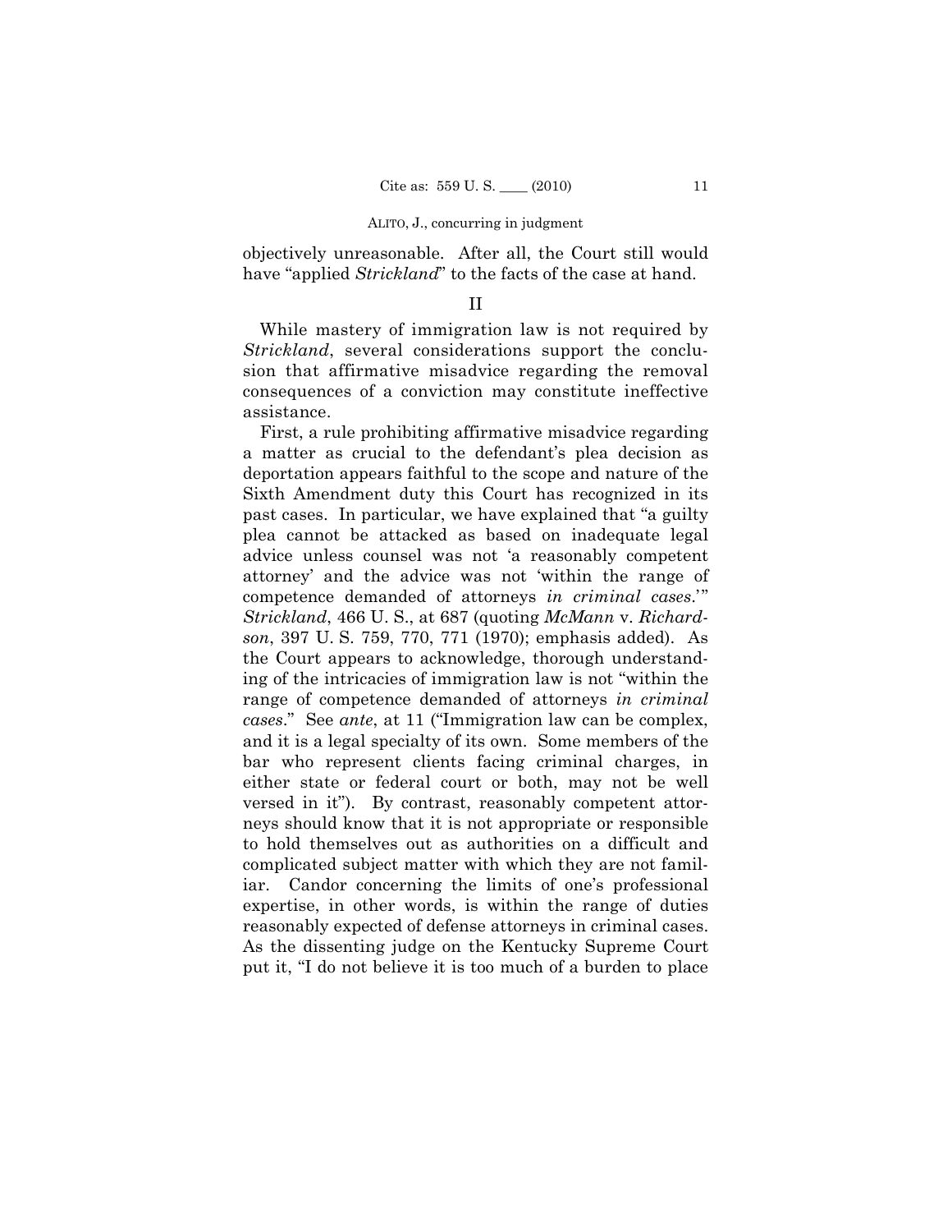objectively unreasonable. After all, the Court still would have "applied *Strickland*" to the facts of the case at hand.

## II

While mastery of immigration law is not required by *Strickland*, several considerations support the conclusion that affirmative misadvice regarding the removal consequences of a conviction may constitute ineffective assistance.

First, a rule prohibiting affirmative misadvice regarding a matter as crucial to the defendant's plea decision as deportation appears faithful to the scope and nature of the Sixth Amendment duty this Court has recognized in its past cases. In particular, we have explained that "a guilty plea cannot be attacked as based on inadequate legal advice unless counsel was not 'a reasonably competent attorney' and the advice was not 'within the range of competence demanded of attorneys *in criminal cases*.'" *Strickland*, 466 U. S., at 687 (quoting *McMann* v. *Richardson*, 397 U. S. 759, 770, 771 (1970); emphasis added). As the Court appears to acknowledge, thorough understanding of the intricacies of immigration law is not "within the range of competence demanded of attorneys *in criminal cases*." See *ante*, at 11 ("Immigration law can be complex, and it is a legal specialty of its own. Some members of the bar who represent clients facing criminal charges, in either state or federal court or both, may not be well versed in it"). By contrast, reasonably competent attorneys should know that it is not appropriate or responsible to hold themselves out as authorities on a difficult and complicated subject matter with which they are not familiar. Candor concerning the limits of one's professional expertise, in other words, is within the range of duties reasonably expected of defense attorneys in criminal cases. As the dissenting judge on the Kentucky Supreme Court put it, "I do not believe it is too much of a burden to place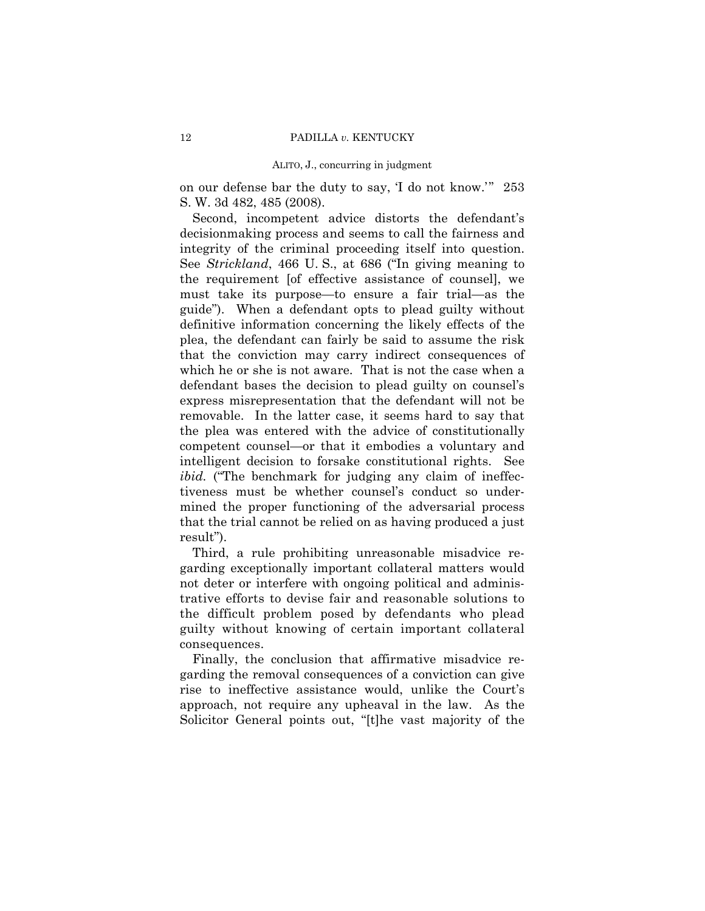on our defense bar the duty to say, 'I do not know.'" 253 S. W. 3d 482, 485 (2008).

Second, incompetent advice distorts the defendant's decisionmaking process and seems to call the fairness and integrity of the criminal proceeding itself into question. See *Strickland*, 466 U. S., at 686 ("In giving meaning to the requirement [of effective assistance of counsel], we must take its purpose—to ensure a fair trial—as the guide"). When a defendant opts to plead guilty without definitive information concerning the likely effects of the plea, the defendant can fairly be said to assume the risk that the conviction may carry indirect consequences of which he or she is not aware. That is not the case when a defendant bases the decision to plead guilty on counsel's express misrepresentation that the defendant will not be removable. In the latter case, it seems hard to say that the plea was entered with the advice of constitutionally competent counsel—or that it embodies a voluntary and intelligent decision to forsake constitutional rights. See *ibid.* ("The benchmark for judging any claim of ineffectiveness must be whether counsel's conduct so undermined the proper functioning of the adversarial process that the trial cannot be relied on as having produced a just result").

Third, a rule prohibiting unreasonable misadvice regarding exceptionally important collateral matters would not deter or interfere with ongoing political and administrative efforts to devise fair and reasonable solutions to the difficult problem posed by defendants who plead guilty without knowing of certain important collateral consequences.

Finally, the conclusion that affirmative misadvice regarding the removal consequences of a conviction can give rise to ineffective assistance would, unlike the Court's approach, not require any upheaval in the law. As the Solicitor General points out, "[t]he vast majority of the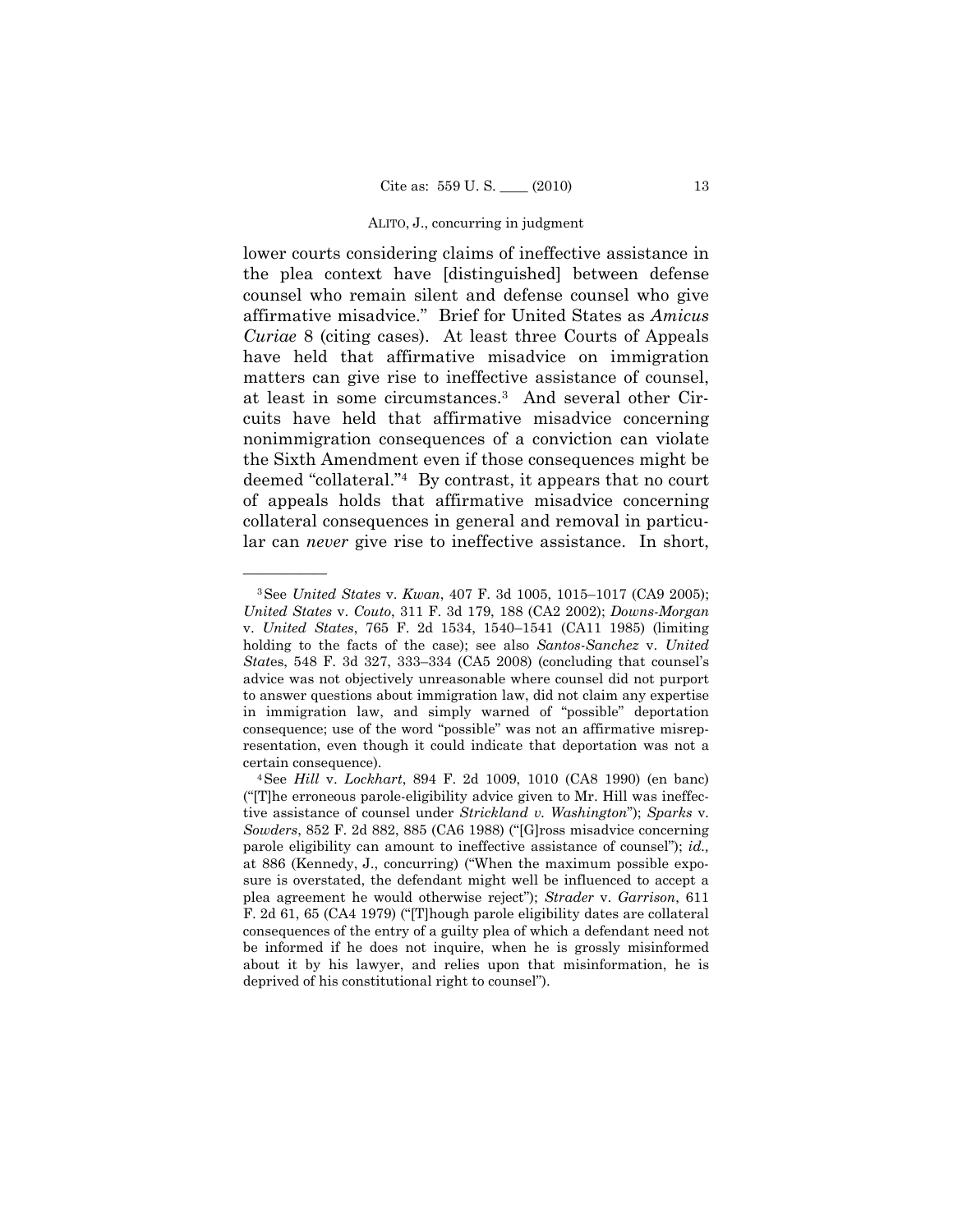lower courts considering claims of ineffective assistance in the plea context have [distinguished] between defense counsel who remain silent and defense counsel who give affirmative misadvice." Brief for United States as *Amicus Curiae* 8 (citing cases). At least three Courts of Appeals have held that affirmative misadvice on immigration matters can give rise to ineffective assistance of counsel, at least in some circumstances.[3] And several other Circuits have held that affirmative misadvice concerning nonimmigration consequences of a conviction can violate the Sixth Amendment even if those consequences might be deemed "collateral."[4] By contrast, it appears that no court of appeals holds that affirmative misadvice concerning collateral consequences in general and removal in particular can *never* give rise to ineffective assistance. In short,

---

[3] See *United States* v. *Kwan*, 407 F. 3d 1005, 1015–1017 (CA9 2005); *United States* v. *Couto*, 311 F. 3d 179, 188 (CA2 2002); *Downs-Morgan* v. *United States*, 765 F. 2d 1534, 1540–1541 (CA11 1985) (limiting holding to the facts of the case); see also *Santos-Sanchez* v. *United States*, 548 F. 3d 327, 333–334 (CA5 2008) (concluding that counsel's advice was not objectively unreasonable where counsel did not purport to answer questions about immigration law, did not claim any expertise in immigration law, and simply warned of "possible" deportation consequence; use of the word "possible" was not an affirmative misrepresentation, even though it could indicate that deportation was not a certain consequence).

[4] See *Hill* v. *Lockhart*, 894 F. 2d 1009, 1010 (CA8 1990) (en banc) ("[T]he erroneous parole-eligibility advice given to Mr. Hill was ineffective assistance of counsel under *Strickland v. Washington*"); *Sparks* v. *Sowders*, 852 F. 2d 882, 885 (CA6 1988) ("[G]ross misadvice concerning parole eligibility can amount to ineffective assistance of counsel"); *id.,* at 886 (Kennedy, J., concurring) ("When the maximum possible exposure is overstated, the defendant might well be influenced to accept a plea agreement he would otherwise reject"); *Strader* v. *Garrison*, 611 F. 2d 61, 65 (CA4 1979) ("[T]hough parole eligibility dates are collateral consequences of the entry of a guilty plea of which a defendant need not be informed if he does not inquire, when he is grossly misinformed about it by his lawyer, and relies upon that misinformation, he is deprived of his constitutional right to counsel").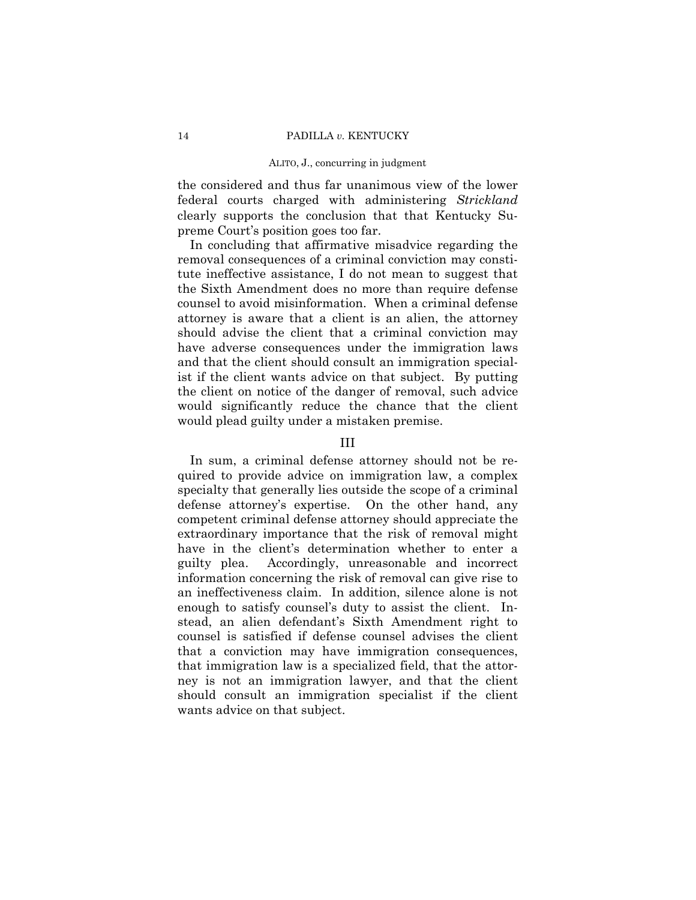the considered and thus far unanimous view of the lower federal courts charged with administering *Strickland* clearly supports the conclusion that that Kentucky Supreme Court's position goes too far.

In concluding that affirmative misadvice regarding the removal consequences of a criminal conviction may constitute ineffective assistance, I do not mean to suggest that the Sixth Amendment does no more than require defense counsel to avoid misinformation. When a criminal defense attorney is aware that a client is an alien, the attorney should advise the client that a criminal conviction may have adverse consequences under the immigration laws and that the client should consult an immigration specialist if the client wants advice on that subject. By putting the client on notice of the danger of removal, such advice would significantly reduce the chance that the client would plead guilty under a mistaken premise.

## III

In sum, a criminal defense attorney should not be required to provide advice on immigration law, a complex specialty that generally lies outside the scope of a criminal defense attorney's expertise. On the other hand, any competent criminal defense attorney should appreciate the extraordinary importance that the risk of removal might have in the client's determination whether to enter a guilty plea. Accordingly, unreasonable and incorrect information concerning the risk of removal can give rise to an ineffectiveness claim. In addition, silence alone is not enough to satisfy counsel's duty to assist the client. Instead, an alien defendant's Sixth Amendment right to counsel is satisfied if defense counsel advises the client that a conviction may have immigration consequences, that immigration law is a specialized field, that the attorney is not an immigration lawyer, and that the client should consult an immigration specialist if the client wants advice on that subject.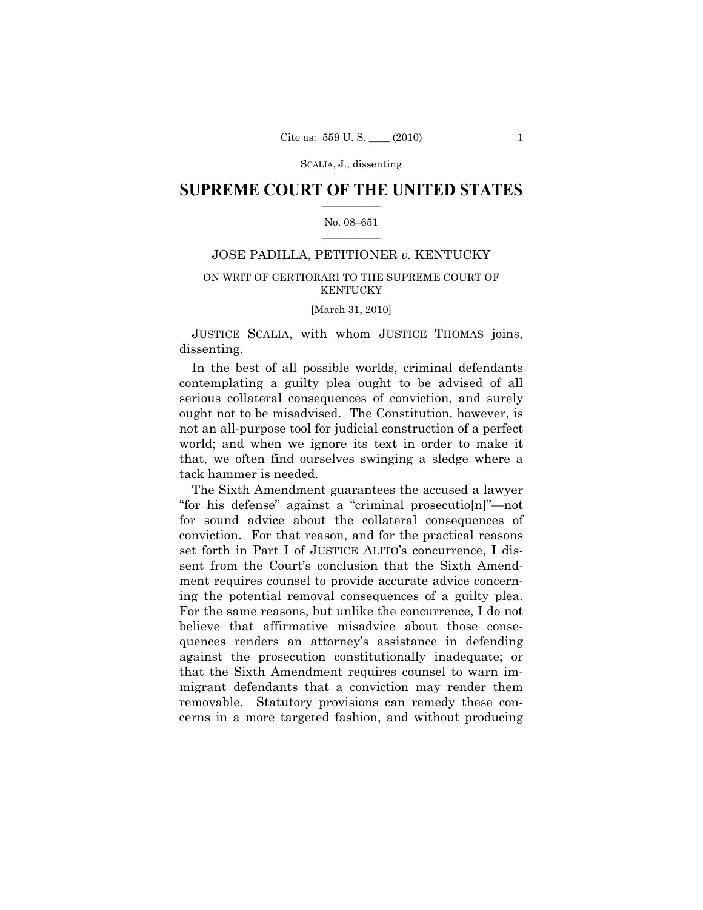# SUPREME COURT OF THE UNITED STATES

No. 08–651

JOSE PADILLA, PETITIONER *v.* KENTUCKY

ON WRIT OF CERTIORARI TO THE SUPREME COURT OF KENTUCKY

[March 31, 2010]

JUSTICE SCALIA, with whom JUSTICE THOMAS joins, dissenting.

In the best of all possible worlds, criminal defendants contemplating a guilty plea ought to be advised of all serious collateral consequences of conviction, and surely ought not to be misadvised. The Constitution, however, is not an all-purpose tool for judicial construction of a perfect world; and when we ignore its text in order to make it that, we often find ourselves swinging a sledge where a tack hammer is needed.

The Sixth Amendment guarantees the accused a lawyer "for his defense" against a "criminal prosecutio[n]"—not for sound advice about the collateral consequences of conviction. For that reason, and for the practical reasons set forth in Part I of JUSTICE ALITO's concurrence, I dissent from the Court's conclusion that the Sixth Amendment requires counsel to provide accurate advice concerning the potential removal consequences of a guilty plea. For the same reasons, but unlike the concurrence, I do not believe that affirmative misadvice about those consequences renders an attorney's assistance in defending against the prosecution constitutionally inadequate; or that the Sixth Amendment requires counsel to warn immigrant defendants that a conviction may render them removable. Statutory provisions can remedy these concerns in a more targeted fashion, and without producing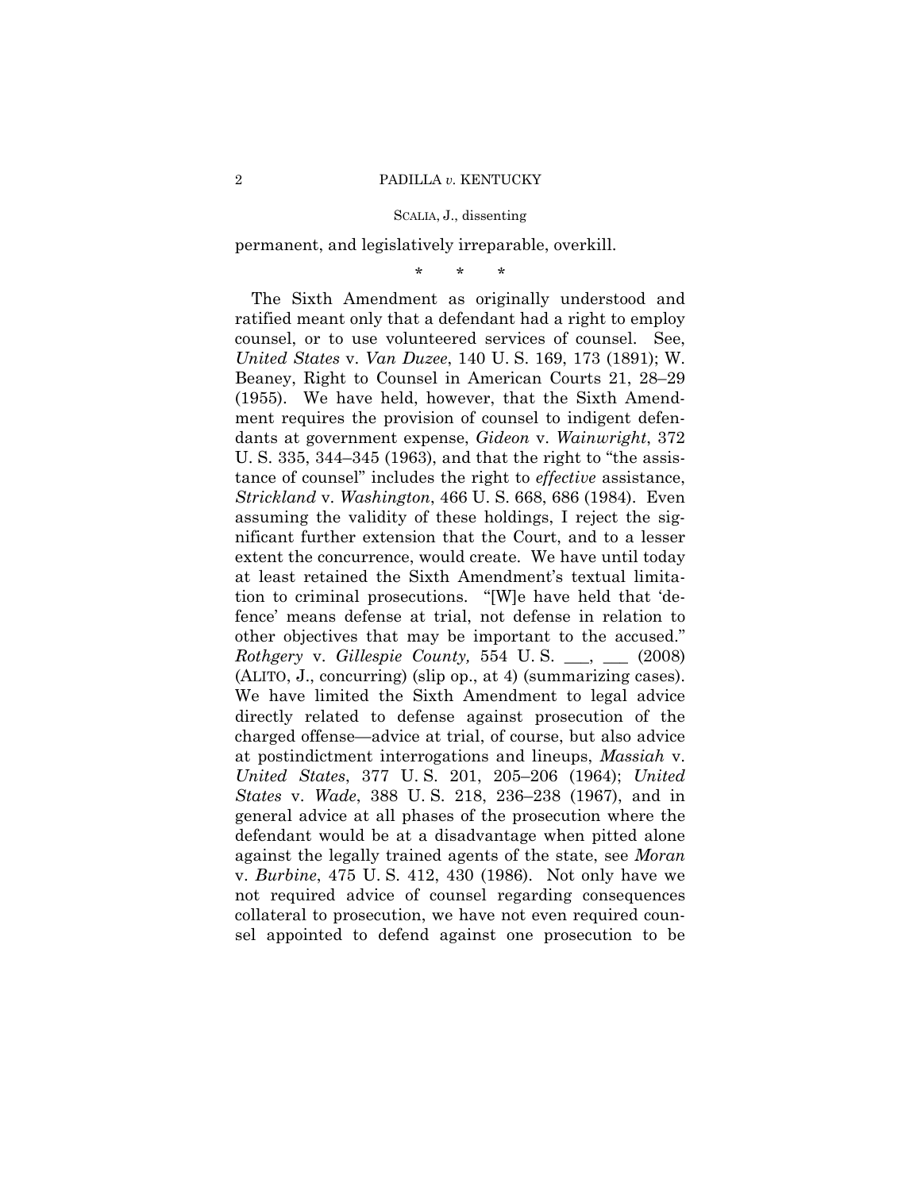permanent, and legislatively irreparable, overkill.

\* \* \*

The Sixth Amendment as originally understood and ratified meant only that a defendant had a right to employ counsel, or to use volunteered services of counsel. See, *United States* v. *Van Duzee*, 140 U. S. 169, 173 (1891); W. Beaney, Right to Counsel in American Courts 21, 28–29 (1955). We have held, however, that the Sixth Amendment requires the provision of counsel to indigent defendants at government expense, *Gideon* v. *Wainwright*, 372 U. S. 335, 344–345 (1963), and that the right to "the assistance of counsel" includes the right to *effective* assistance, *Strickland* v. *Washington*, 466 U. S. 668, 686 (1984). Even assuming the validity of these holdings, I reject the significant further extension that the Court, and to a lesser extent the concurrence, would create. We have until today at least retained the Sixth Amendment's textual limitation to criminal prosecutions. "[W]e have held that 'defence' means defense at trial, not defense in relation to other objectives that may be important to the accused." *Rothgery* v. *Gillespie County,* 554 U. S. \_\_\_, \_\_\_ (2008) (ALITO, J., concurring) (slip op., at 4) (summarizing cases). We have limited the Sixth Amendment to legal advice directly related to defense against prosecution of the charged offense—advice at trial, of course, but also advice at postindictment interrogations and lineups, *Massiah* v. *United States*, 377 U. S. 201, 205–206 (1964); *United States* v. *Wade*, 388 U. S. 218, 236–238 (1967), and in general advice at all phases of the prosecution where the defendant would be at a disadvantage when pitted alone against the legally trained agents of the state, see *Moran* v. *Burbine*, 475 U. S. 412, 430 (1986). Not only have we not required advice of counsel regarding consequences collateral to prosecution, we have not even required counsel appointed to defend against one prosecution to be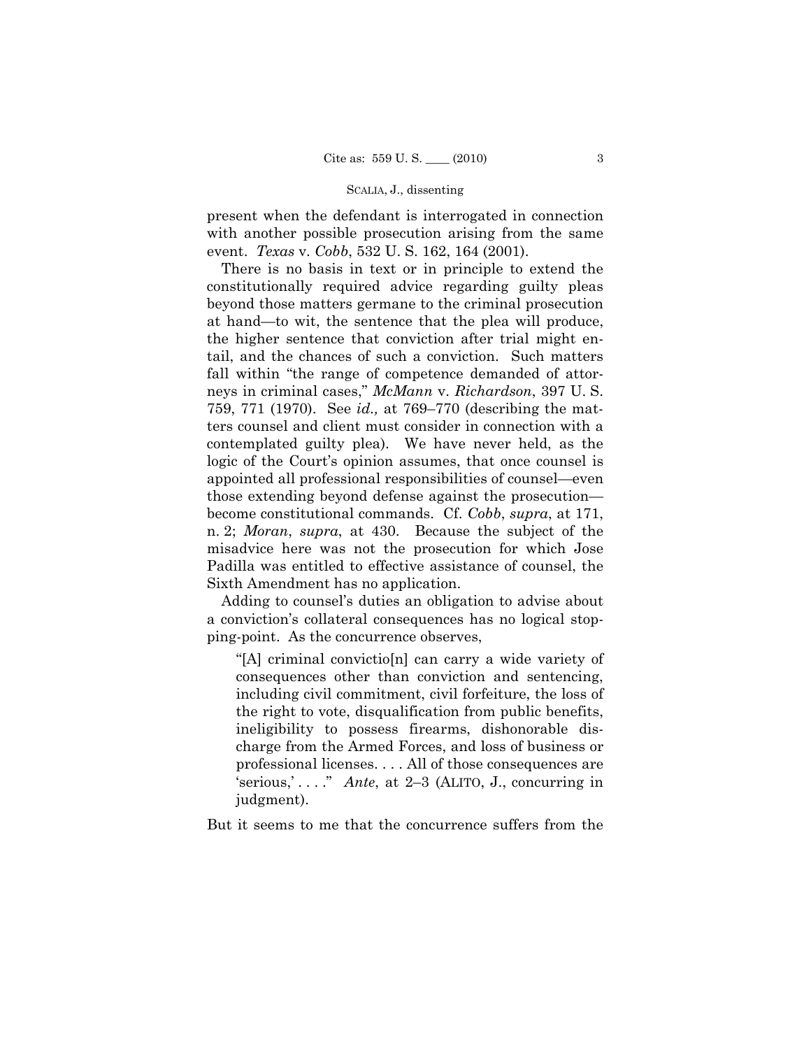present when the defendant is interrogated in connection with another possible prosecution arising from the same event. *Texas* v. *Cobb*, 532 U. S. 162, 164 (2001).

There is no basis in text or in principle to extend the constitutionally required advice regarding guilty pleas beyond those matters germane to the criminal prosecution at hand—to wit, the sentence that the plea will produce, the higher sentence that conviction after trial might entail, and the chances of such a conviction. Such matters fall within "the range of competence demanded of attorneys in criminal cases," *McMann* v. *Richardson*, 397 U. S. 759, 771 (1970). See *id.,* at 769–770 (describing the matters counsel and client must consider in connection with a contemplated guilty plea). We have never held, as the logic of the Court's opinion assumes, that once counsel is appointed all professional responsibilities of counsel—even those extending beyond defense against the prosecution—become constitutional commands. Cf. *Cobb*, *supra*, at 171, n. 2; *Moran*, *supra*, at 430. Because the subject of the misadvice here was not the prosecution for which Jose Padilla was entitled to effective assistance of counsel, the Sixth Amendment has no application.

Adding to counsel's duties an obligation to advise about a conviction's collateral consequences has no logical stopping-point. As the concurrence observes,

> "[A] criminal convictio[n] can carry a wide variety of consequences other than conviction and sentencing, including civil commitment, civil forfeiture, the loss of the right to vote, disqualification from public benefits, ineligibility to possess firearms, dishonorable discharge from the Armed Forces, and loss of business or professional licenses. . . . All of those consequences are 'serious,' . . . ." *Ante*, at 2–3 (ALITO, J., concurring in judgment).

But it seems to me that the concurrence suffers from the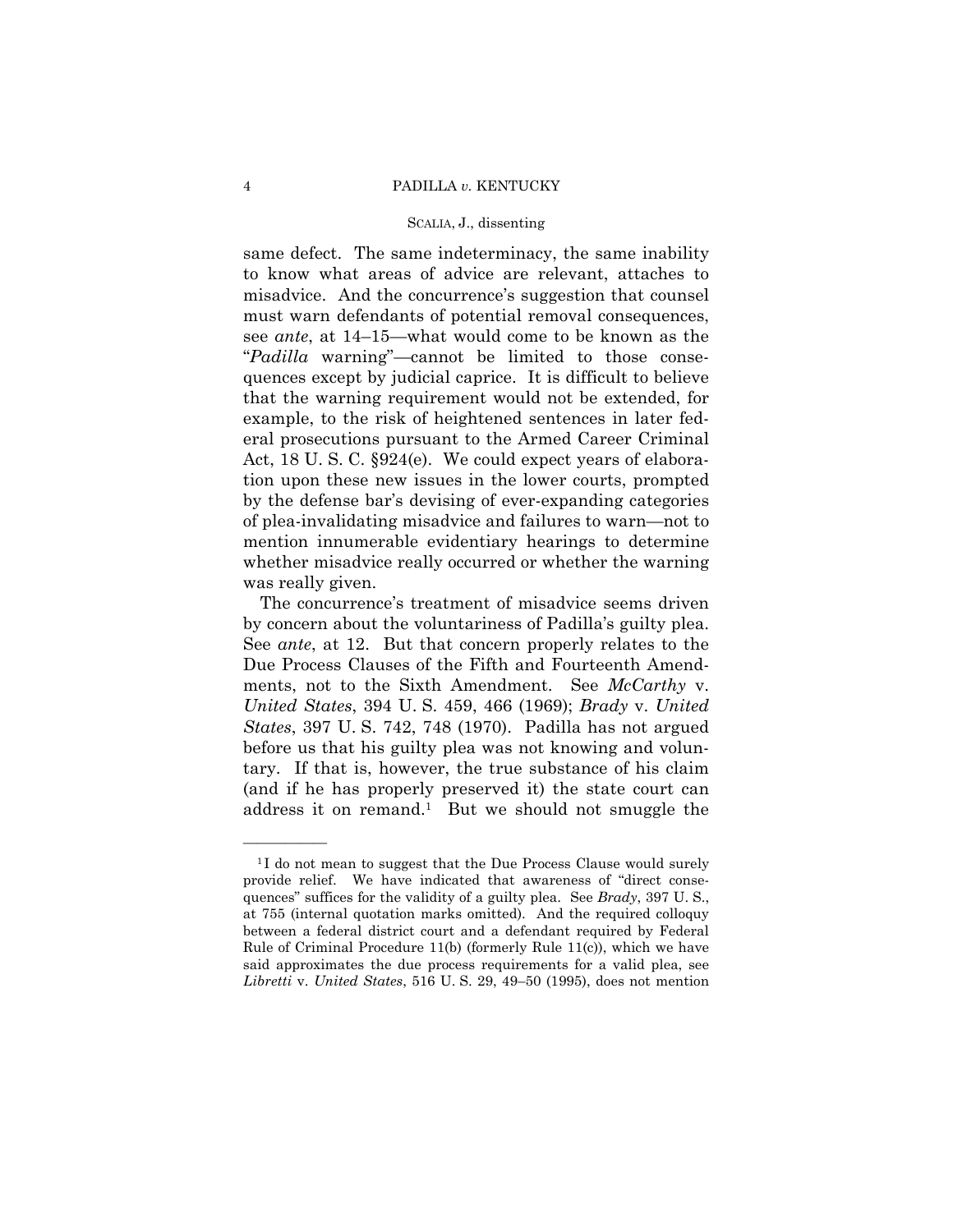same defect. The same indeterminacy, the same inability to know what areas of advice are relevant, attaches to misadvice. And the concurrence's suggestion that counsel must warn defendants of potential removal consequences, see *ante*, at 14–15—what would come to be known as the "*Padilla* warning"—cannot be limited to those consequences except by judicial caprice. It is difficult to believe that the warning requirement would not be extended, for example, to the risk of heightened sentences in later federal prosecutions pursuant to the Armed Career Criminal Act, 18 U. S. C. §924(e). We could expect years of elaboration upon these new issues in the lower courts, prompted by the defense bar's devising of ever-expanding categories of plea-invalidating misadvice and failures to warn—not to mention innumerable evidentiary hearings to determine whether misadvice really occurred or whether the warning was really given.

The concurrence's treatment of misadvice seems driven by concern about the voluntariness of Padilla's guilty plea. See *ante*, at 12. But that concern properly relates to the Due Process Clauses of the Fifth and Fourteenth Amendments, not to the Sixth Amendment. See *McCarthy* v. *United States*, 394 U. S. 459, 466 (1969); *Brady* v. *United States*, 397 U. S. 742, 748 (1970). Padilla has not argued before us that his guilty plea was not knowing and voluntary. If that is, however, the true substance of his claim (and if he has properly preserved it) the state court can address it on remand.[1] But we should not smuggle the

---

[1] I do not mean to suggest that the Due Process Clause would surely provide relief. We have indicated that awareness of "direct consequences" suffices for the validity of a guilty plea. See *Brady*, 397 U. S., at 755 (internal quotation marks omitted). And the required colloquy between a federal district court and a defendant required by Federal Rule of Criminal Procedure 11(b) (formerly Rule 11(c)), which we have said approximates the due process requirements for a valid plea, see *Libretti* v. *United States*, 516 U. S. 29, 49–50 (1995), does not mention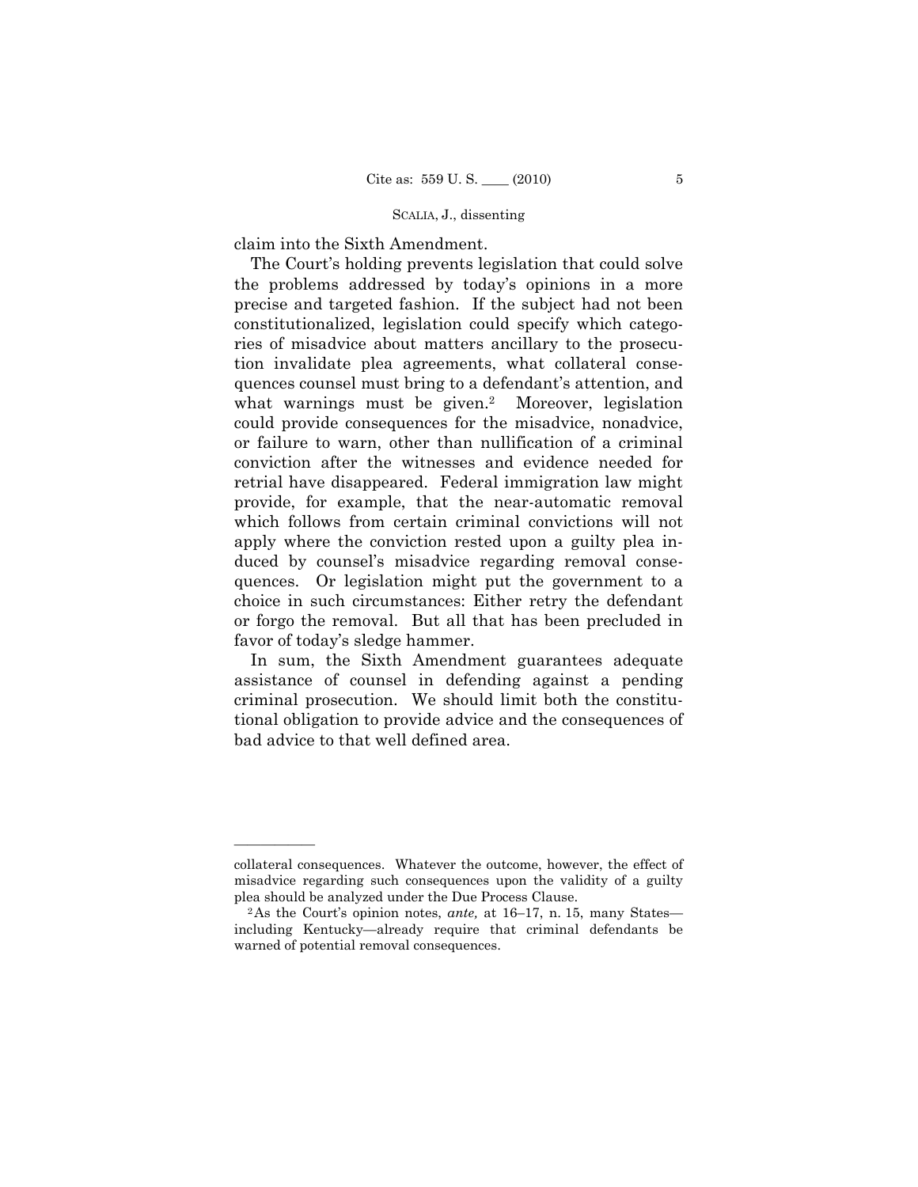claim into the Sixth Amendment.

The Court's holding prevents legislation that could solve the problems addressed by today's opinions in a more precise and targeted fashion. If the subject had not been constitutionalized, legislation could specify which categories of misadvice about matters ancillary to the prosecution invalidate plea agreements, what collateral consequences counsel must bring to a defendant's attention, and what warnings must be given.[2] Moreover, legislation could provide consequences for the misadvice, nonadvice, or failure to warn, other than nullification of a criminal conviction after the witnesses and evidence needed for retrial have disappeared. Federal immigration law might provide, for example, that the near-automatic removal which follows from certain criminal convictions will not apply where the conviction rested upon a guilty plea induced by counsel's misadvice regarding removal consequences. Or legislation might put the government to a choice in such circumstances: Either retry the defendant or forgo the removal. But all that has been precluded in favor of today's sledge hammer.

In sum, the Sixth Amendment guarantees adequate assistance of counsel in defending against a pending criminal prosecution. We should limit both the constitutional obligation to provide advice and the consequences of bad advice to that well defined area.

---

collateral consequences. Whatever the outcome, however, the effect of misadvice regarding such consequences upon the validity of a guilty plea should be analyzed under the Due Process Clause.

[2] As the Court's opinion notes, *ante,* at 16–17, n. 15, many States—including Kentucky—already require that criminal defendants be warned of potential removal consequences.